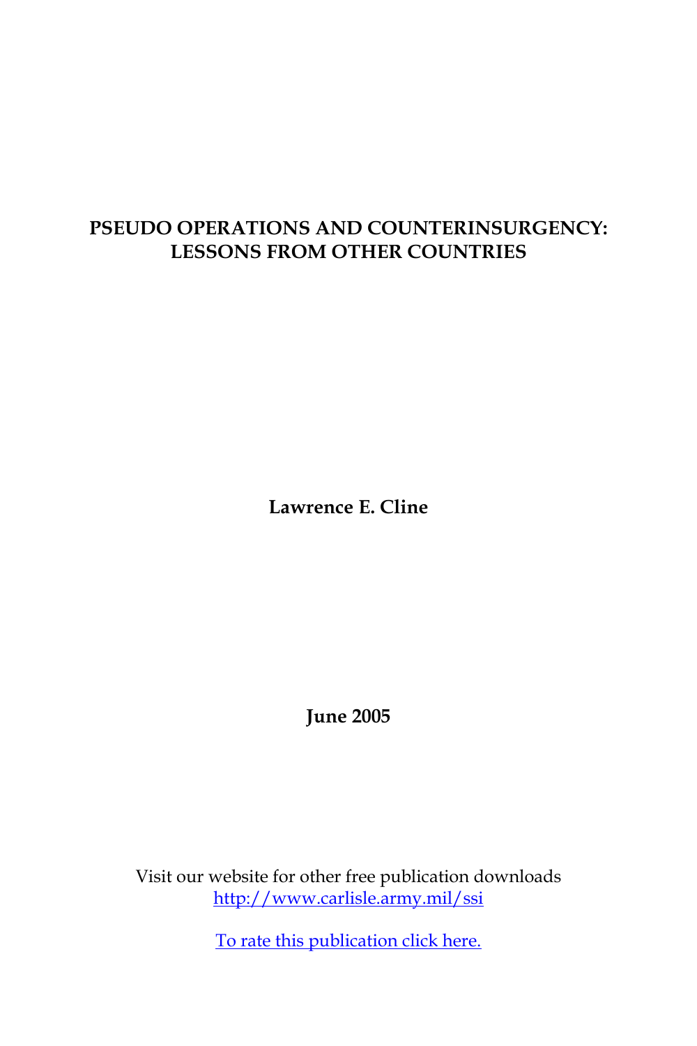# PSEUDO OPERATIONS AND COUNTERINSURGENCY: LESSONS FROM OTHER COUNTRIES

**Lawrence E. Cline**

**June 2005**

Visit our website for other free publication downloads
http://www.carlisle.army.mil/ssi

To rate this publication click here.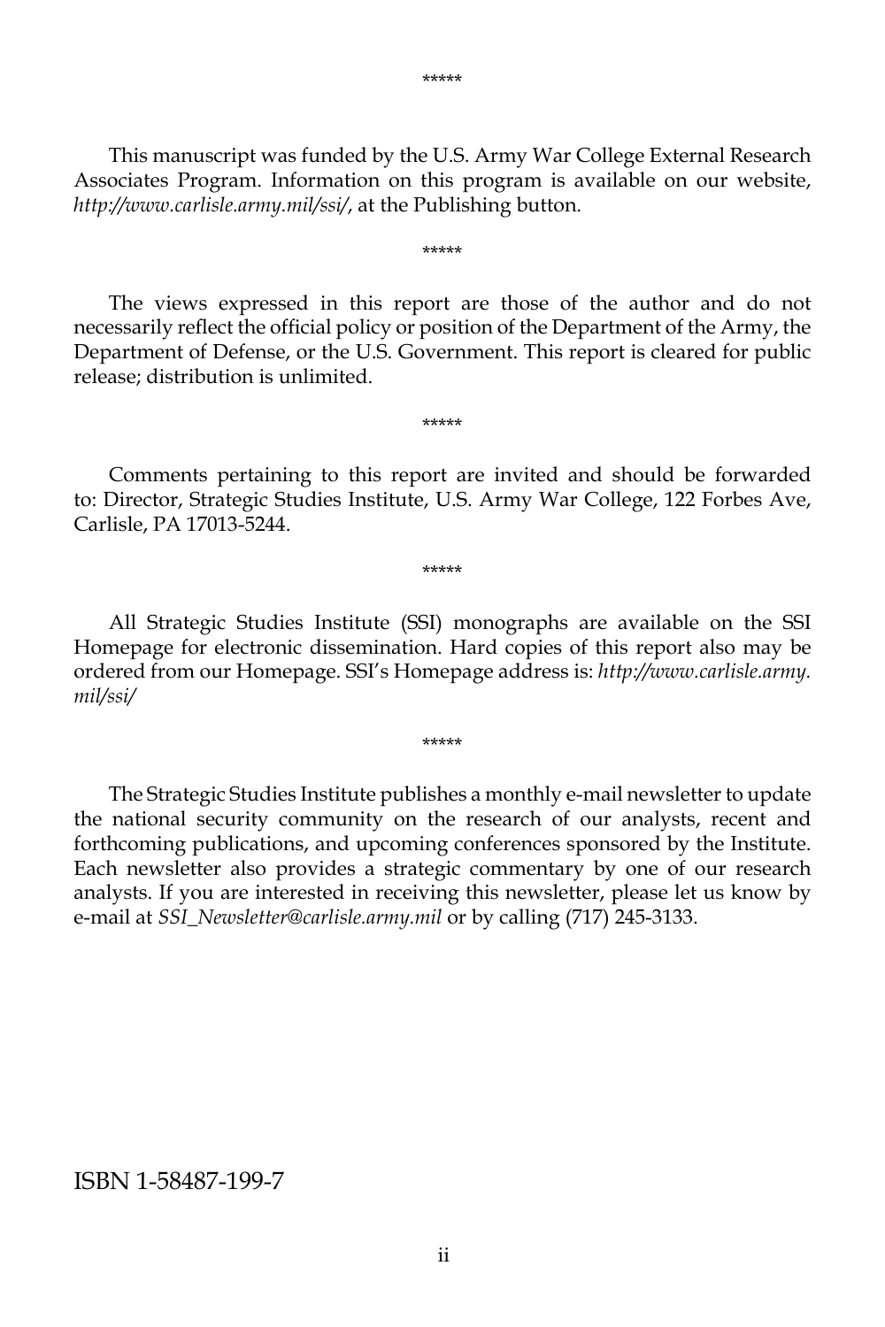*****

This manuscript was funded by the U.S. Army War College External Research Associates Program. Information on this program is available on our website, *http://www.carlisle.army.mil/ssi/*, at the Publishing button.

*****

The views expressed in this report are those of the author and do not necessarily reflect the official policy or position of the Department of the Army, the Department of Defense, or the U.S. Government. This report is cleared for public release; distribution is unlimited.

*****

Comments pertaining to this report are invited and should be forwarded to: Director, Strategic Studies Institute, U.S. Army War College, 122 Forbes Ave, Carlisle, PA 17013-5244.

*****

All Strategic Studies Institute (SSI) monographs are available on the SSI Homepage for electronic dissemination. Hard copies of this report also may be ordered from our Homepage. SSI's Homepage address is: *http://www.carlisle.army.mil/ssi/*

*****

The Strategic Studies Institute publishes a monthly e-mail newsletter to update the national security community on the research of our analysts, recent and forthcoming publications, and upcoming conferences sponsored by the Institute. Each newsletter also provides a strategic commentary by one of our research analysts. If you are interested in receiving this newsletter, please let us know by e-mail at *SSI_Newsletter@carlisle.army.mil* or by calling (717) 245-3133.

ISBN 1-58487-199-7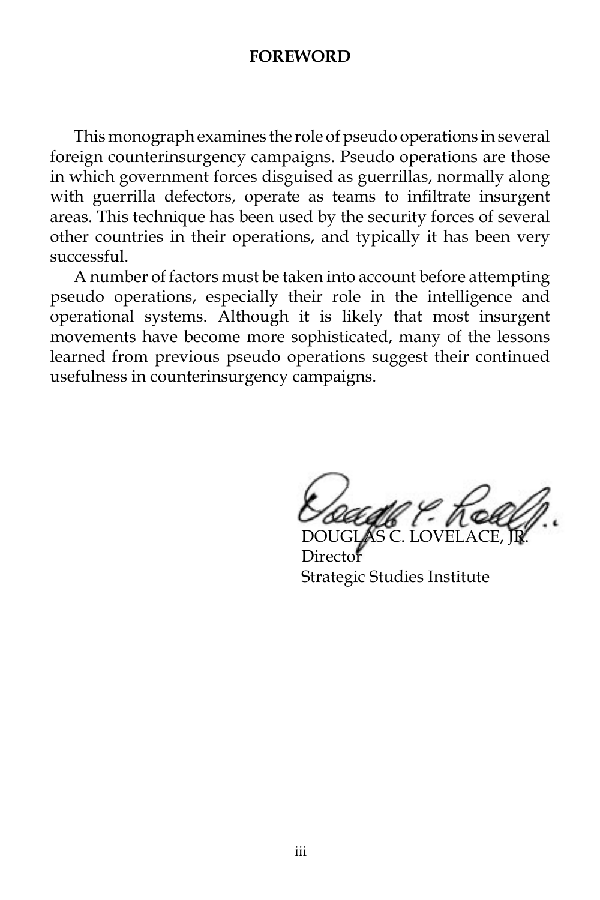# FOREWORD

This monograph examines the role of pseudo operations in several foreign counterinsurgency campaigns. Pseudo operations are those in which government forces disguised as guerrillas, normally along with guerrilla defectors, operate as teams to infiltrate insurgent areas. This technique has been used by the security forces of several other countries in their operations, and typically it has been very successful.

A number of factors must be taken into account before attempting pseudo operations, especially their role in the intelligence and operational systems. Although it is likely that most insurgent movements have become more sophisticated, many of the lessons learned from previous pseudo operations suggest their continued usefulness in counterinsurgency campaigns.

DOUGLAS C. LOVELACE, JR.
Director
Strategic Studies Institute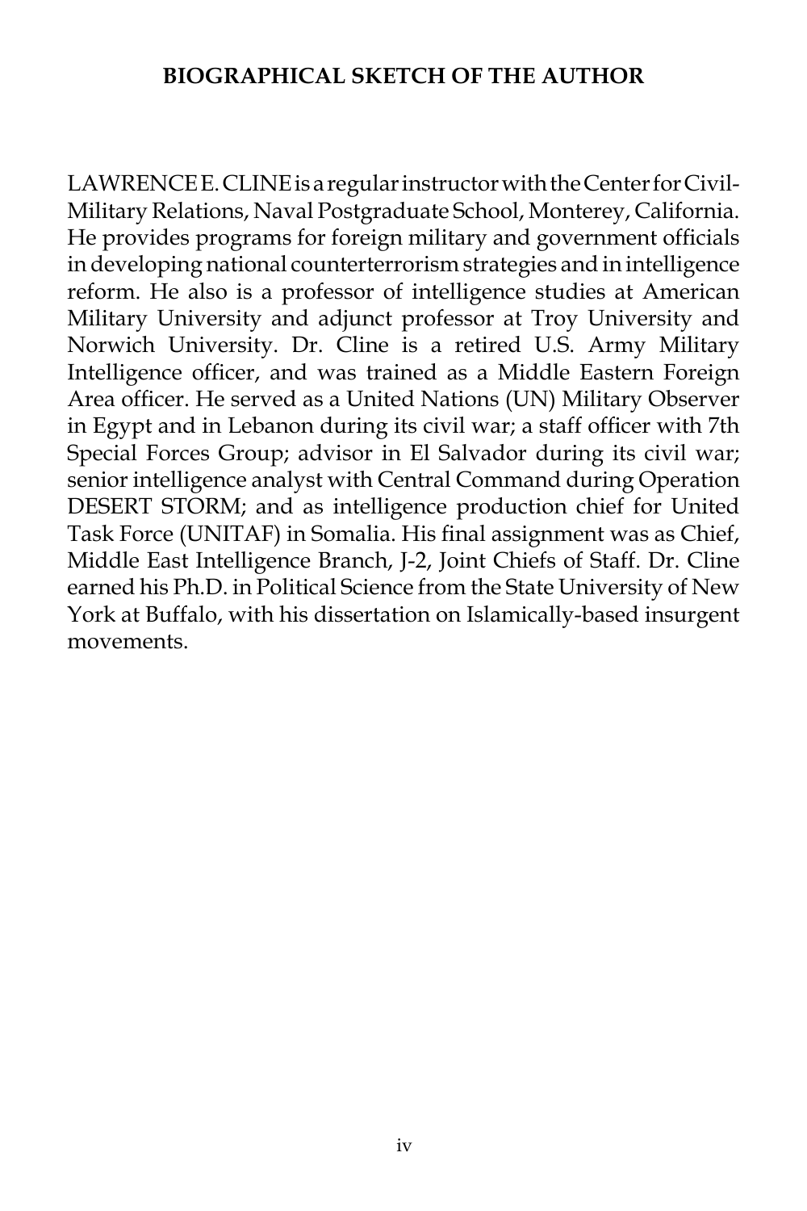# BIOGRAPHICAL SKETCH OF THE AUTHOR

LAWRENCE E. CLINE is a regular instructor with the Center for Civil-Military Relations, Naval Postgraduate School, Monterey, California. He provides programs for foreign military and government officials in developing national counterterrorism strategies and in intelligence reform. He also is a professor of intelligence studies at American Military University and adjunct professor at Troy University and Norwich University. Dr. Cline is a retired U.S. Army Military Intelligence officer, and was trained as a Middle Eastern Foreign Area officer. He served as a United Nations (UN) Military Observer in Egypt and in Lebanon during its civil war; a staff officer with 7th Special Forces Group; advisor in El Salvador during its civil war; senior intelligence analyst with Central Command during Operation DESERT STORM; and as intelligence production chief for United Task Force (UNITAF) in Somalia. His final assignment was as Chief, Middle East Intelligence Branch, J-2, Joint Chiefs of Staff. Dr. Cline earned his Ph.D. in Political Science from the State University of New York at Buffalo, with his dissertation on Islamically-based insurgent movements.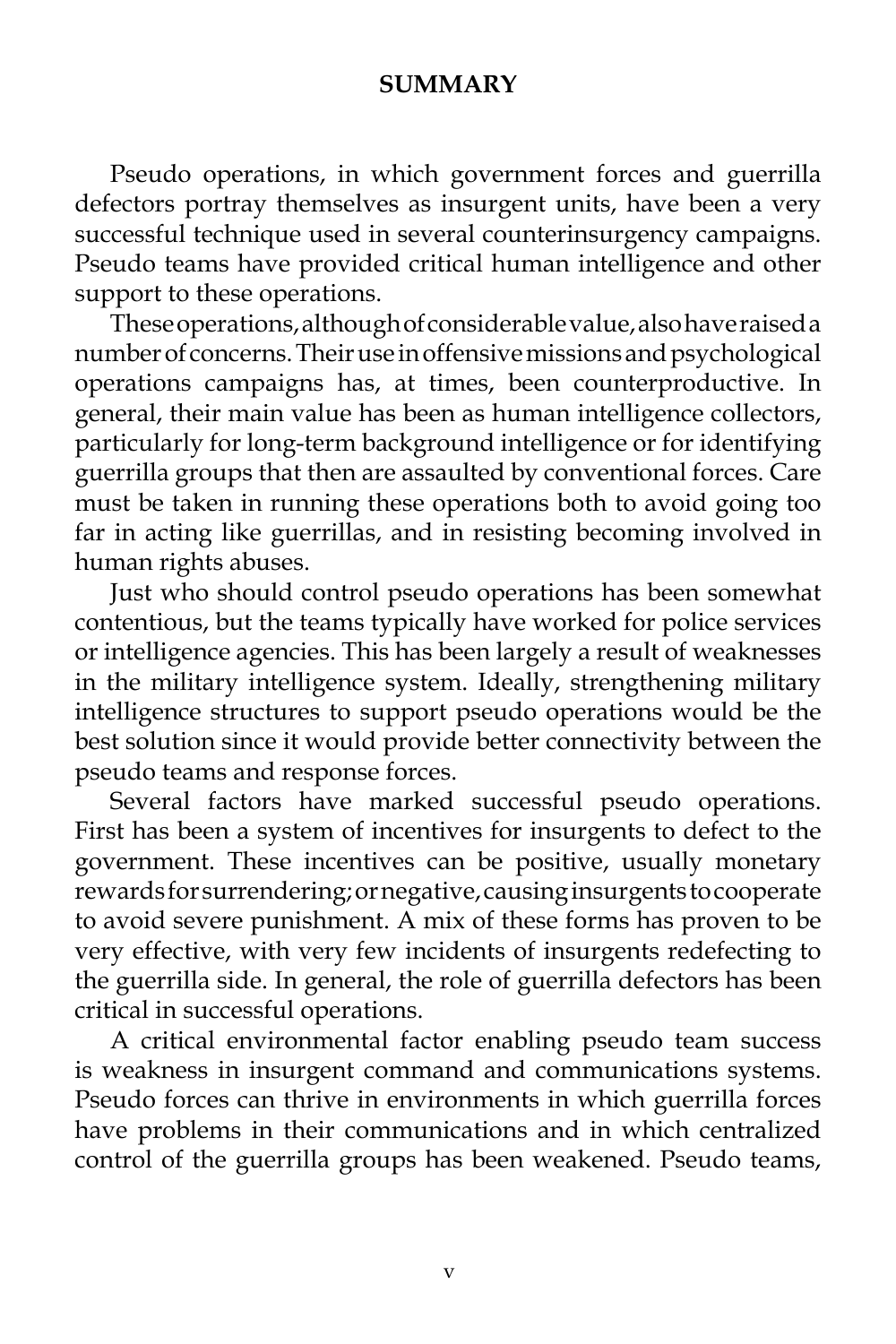# SUMMARY

Pseudo operations, in which government forces and guerrilla defectors portray themselves as insurgent units, have been a very successful technique used in several counterinsurgency campaigns. Pseudo teams have provided critical human intelligence and other support to these operations.

These operations, although of considerable value, also have raised a number of concerns. Their use in offensive missions and psychological operations campaigns has, at times, been counterproductive. In general, their main value has been as human intelligence collectors, particularly for long-term background intelligence or for identifying guerrilla groups that then are assaulted by conventional forces. Care must be taken in running these operations both to avoid going too far in acting like guerrillas, and in resisting becoming involved in human rights abuses.

Just who should control pseudo operations has been somewhat contentious, but the teams typically have worked for police services or intelligence agencies. This has been largely a result of weaknesses in the military intelligence system. Ideally, strengthening military intelligence structures to support pseudo operations would be the best solution since it would provide better connectivity between the pseudo teams and response forces.

Several factors have marked successful pseudo operations. First has been a system of incentives for insurgents to defect to the government. These incentives can be positive, usually monetary rewards for surrendering; or negative, causing insurgents to cooperate to avoid severe punishment. A mix of these forms has proven to be very effective, with very few incidents of insurgents redefecting to the guerrilla side. In general, the role of guerrilla defectors has been critical in successful operations.

A critical environmental factor enabling pseudo team success is weakness in insurgent command and communications systems. Pseudo forces can thrive in environments in which guerrilla forces have problems in their communications and in which centralized control of the guerrilla groups has been weakened. Pseudo teams,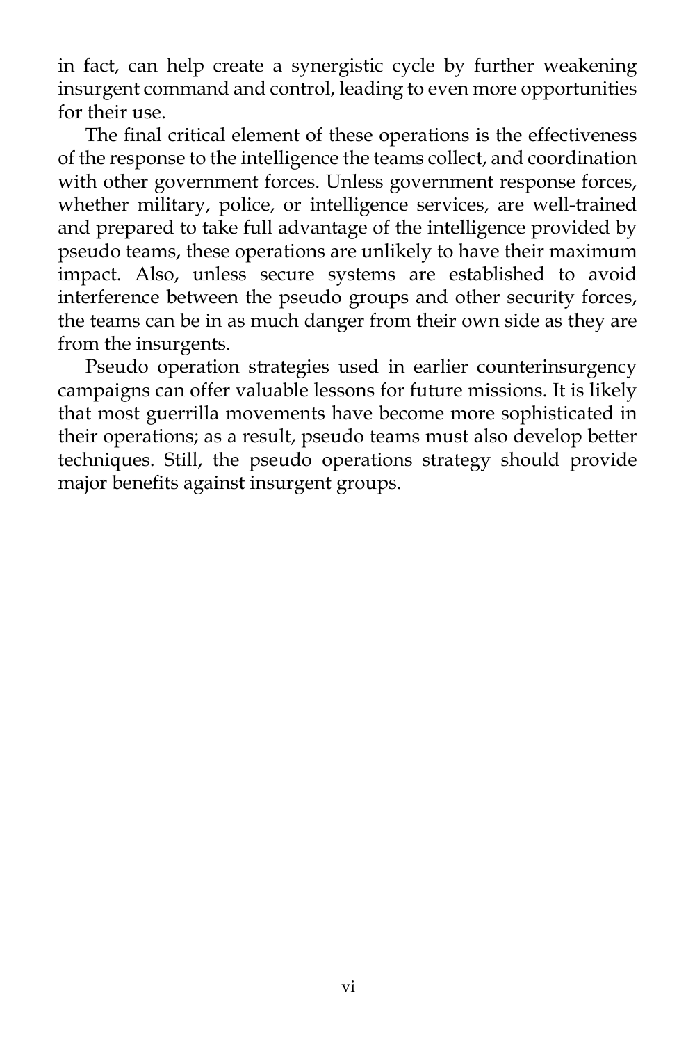in fact, can help create a synergistic cycle by further weakening insurgent command and control, leading to even more opportunities for their use.

The final critical element of these operations is the effectiveness of the response to the intelligence the teams collect, and coordination with other government forces. Unless government response forces, whether military, police, or intelligence services, are well-trained and prepared to take full advantage of the intelligence provided by pseudo teams, these operations are unlikely to have their maximum impact. Also, unless secure systems are established to avoid interference between the pseudo groups and other security forces, the teams can be in as much danger from their own side as they are from the insurgents.

Pseudo operation strategies used in earlier counterinsurgency campaigns can offer valuable lessons for future missions. It is likely that most guerrilla movements have become more sophisticated in their operations; as a result, pseudo teams must also develop better techniques. Still, the pseudo operations strategy should provide major benefits against insurgent groups.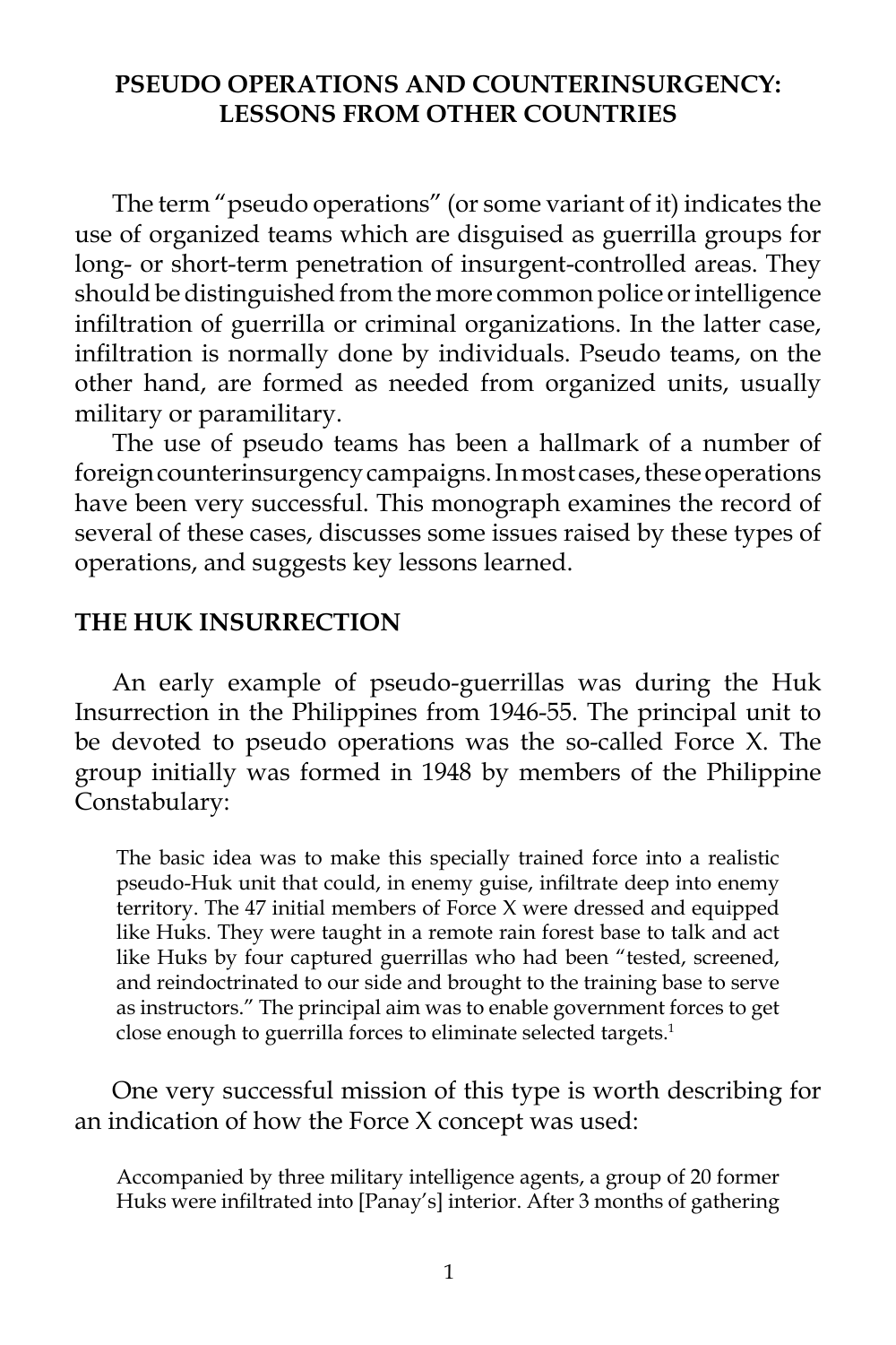# PSEUDO OPERATIONS AND COUNTERINSURGENCY: LESSONS FROM OTHER COUNTRIES

The term "pseudo operations" (or some variant of it) indicates the use of organized teams which are disguised as guerrilla groups for long- or short-term penetration of insurgent-controlled areas. They should be distinguished from the more common police or intelligence infiltration of guerrilla or criminal organizations. In the latter case, infiltration is normally done by individuals. Pseudo teams, on the other hand, are formed as needed from organized units, usually military or paramilitary.

The use of pseudo teams has been a hallmark of a number of foreign counterinsurgency campaigns. In most cases, these operations have been very successful. This monograph examines the record of several of these cases, discusses some issues raised by these types of operations, and suggests key lessons learned.

## THE HUK INSURRECTION

An early example of pseudo-guerrillas was during the Huk Insurrection in the Philippines from 1946-55. The principal unit to be devoted to pseudo operations was the so-called Force X. The group initially was formed in 1948 by members of the Philippine Constabulary:

> The basic idea was to make this specially trained force into a realistic pseudo-Huk unit that could, in enemy guise, infiltrate deep into enemy territory. The 47 initial members of Force X were dressed and equipped like Huks. They were taught in a remote rain forest base to talk and act like Huks by four captured guerrillas who had been "tested, screened, and reindoctrinated to our side and brought to the training base to serve as instructors." The principal aim was to enable government forces to get close enough to guerrilla forces to eliminate selected targets.[1]

One very successful mission of this type is worth describing for an indication of how the Force X concept was used:

> Accompanied by three military intelligence agents, a group of 20 former Huks were infiltrated into [Panay's] interior. After 3 months of gathering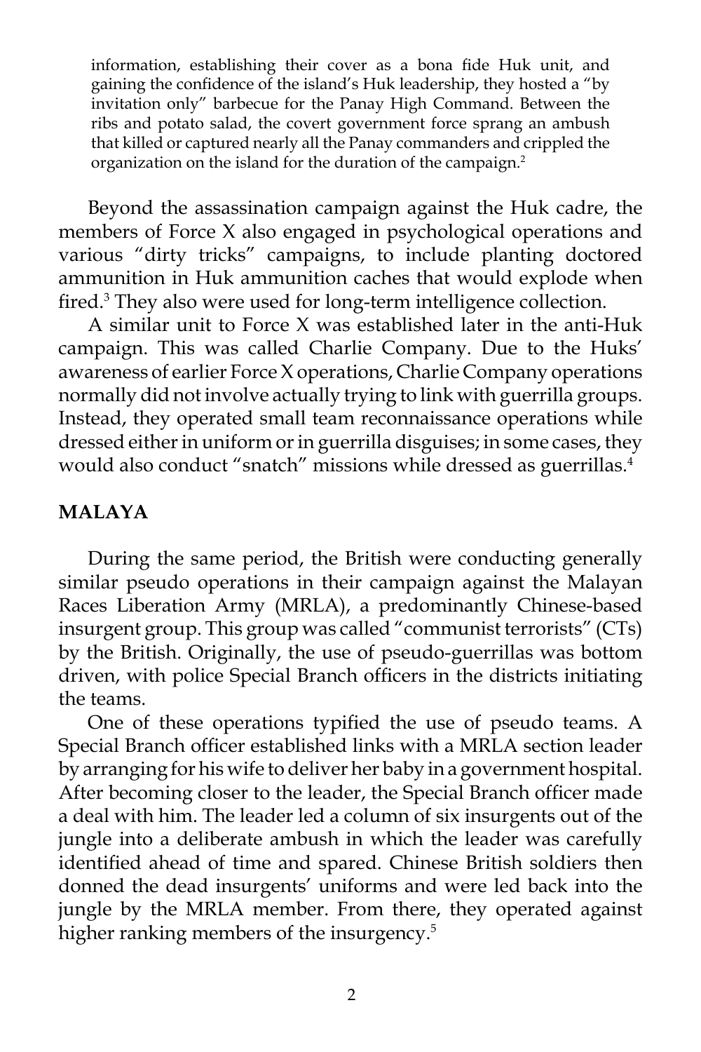> information, establishing their cover as a bona fide Huk unit, and gaining the confidence of the island's Huk leadership, they hosted a "by invitation only" barbecue for the Panay High Command. Between the ribs and potato salad, the covert government force sprang an ambush that killed or captured nearly all the Panay commanders and crippled the organization on the island for the duration of the campaign.[2]

Beyond the assassination campaign against the Huk cadre, the members of Force X also engaged in psychological operations and various "dirty tricks" campaigns, to include planting doctored ammunition in Huk ammunition caches that would explode when fired.[3] They also were used for long-term intelligence collection.

A similar unit to Force X was established later in the anti-Huk campaign. This was called Charlie Company. Due to the Huks' awareness of earlier Force X operations, Charlie Company operations normally did not involve actually trying to link with guerrilla groups. Instead, they operated small team reconnaissance operations while dressed either in uniform or in guerrilla disguises; in some cases, they would also conduct "snatch" missions while dressed as guerrillas.[4]

## MALAYA

During the same period, the British were conducting generally similar pseudo operations in their campaign against the Malayan Races Liberation Army (MRLA), a predominantly Chinese-based insurgent group. This group was called "communist terrorists" (CTs) by the British. Originally, the use of pseudo-guerrillas was bottom driven, with police Special Branch officers in the districts initiating the teams.

One of these operations typified the use of pseudo teams. A Special Branch officer established links with a MRLA section leader by arranging for his wife to deliver her baby in a government hospital. After becoming closer to the leader, the Special Branch officer made a deal with him. The leader led a column of six insurgents out of the jungle into a deliberate ambush in which the leader was carefully identified ahead of time and spared. Chinese British soldiers then donned the dead insurgents' uniforms and were led back into the jungle by the MRLA member. From there, they operated against higher ranking members of the insurgency.[5]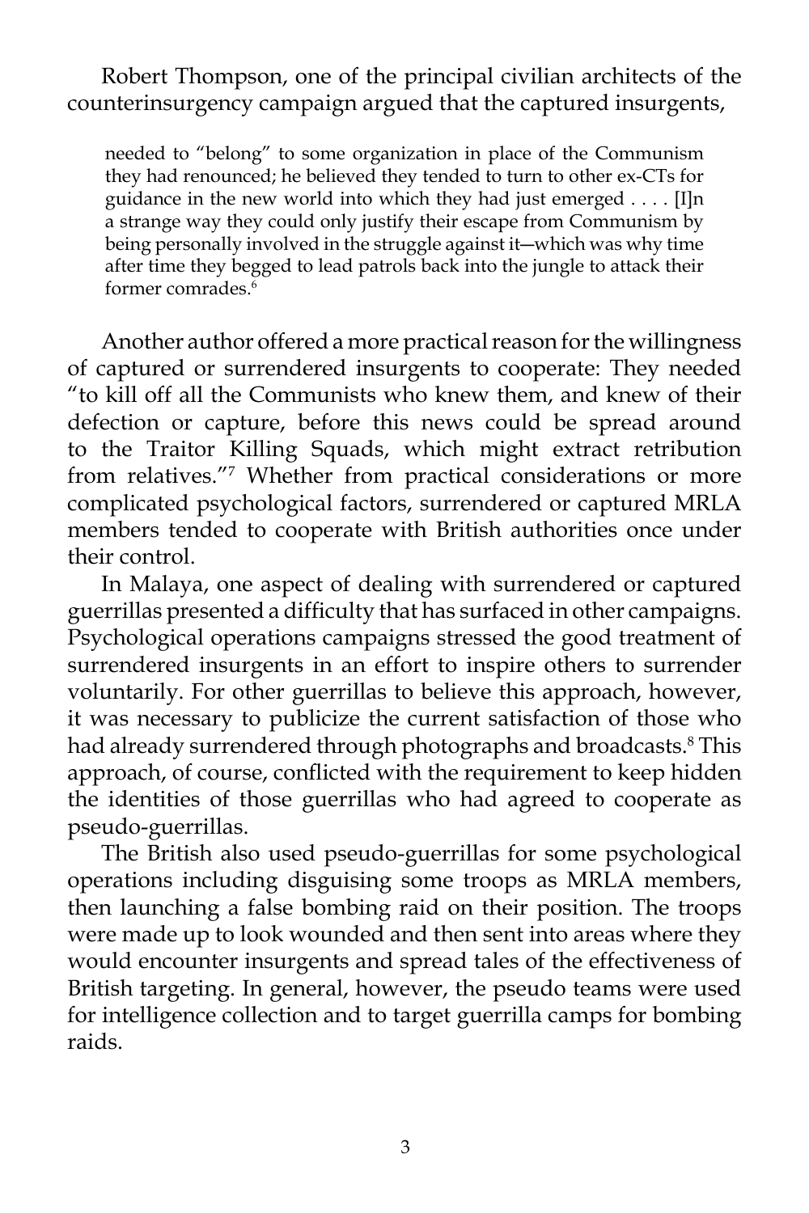Robert Thompson, one of the principal civilian architects of the counterinsurgency campaign argued that the captured insurgents,

> needed to "belong" to some organization in place of the Communism they had renounced; he believed they tended to turn to other ex-CTs for guidance in the new world into which they had just emerged . . . . [I]n a strange way they could only justify their escape from Communism by being personally involved in the struggle against it—which was why time after time they begged to lead patrols back into the jungle to attack their former comrades.[6]

Another author offered a more practical reason for the willingness of captured or surrendered insurgents to cooperate: They needed "to kill off all the Communists who knew them, and knew of their defection or capture, before this news could be spread around to the Traitor Killing Squads, which might extract retribution from relatives."[7] Whether from practical considerations or more complicated psychological factors, surrendered or captured MRLA members tended to cooperate with British authorities once under their control.

In Malaya, one aspect of dealing with surrendered or captured guerrillas presented a difficulty that has surfaced in other campaigns. Psychological operations campaigns stressed the good treatment of surrendered insurgents in an effort to inspire others to surrender voluntarily. For other guerrillas to believe this approach, however, it was necessary to publicize the current satisfaction of those who had already surrendered through photographs and broadcasts.[8] This approach, of course, conflicted with the requirement to keep hidden the identities of those guerrillas who had agreed to cooperate as pseudo-guerrillas.

The British also used pseudo-guerrillas for some psychological operations including disguising some troops as MRLA members, then launching a false bombing raid on their position. The troops were made up to look wounded and then sent into areas where they would encounter insurgents and spread tales of the effectiveness of British targeting. In general, however, the pseudo teams were used for intelligence collection and to target guerrilla camps for bombing raids.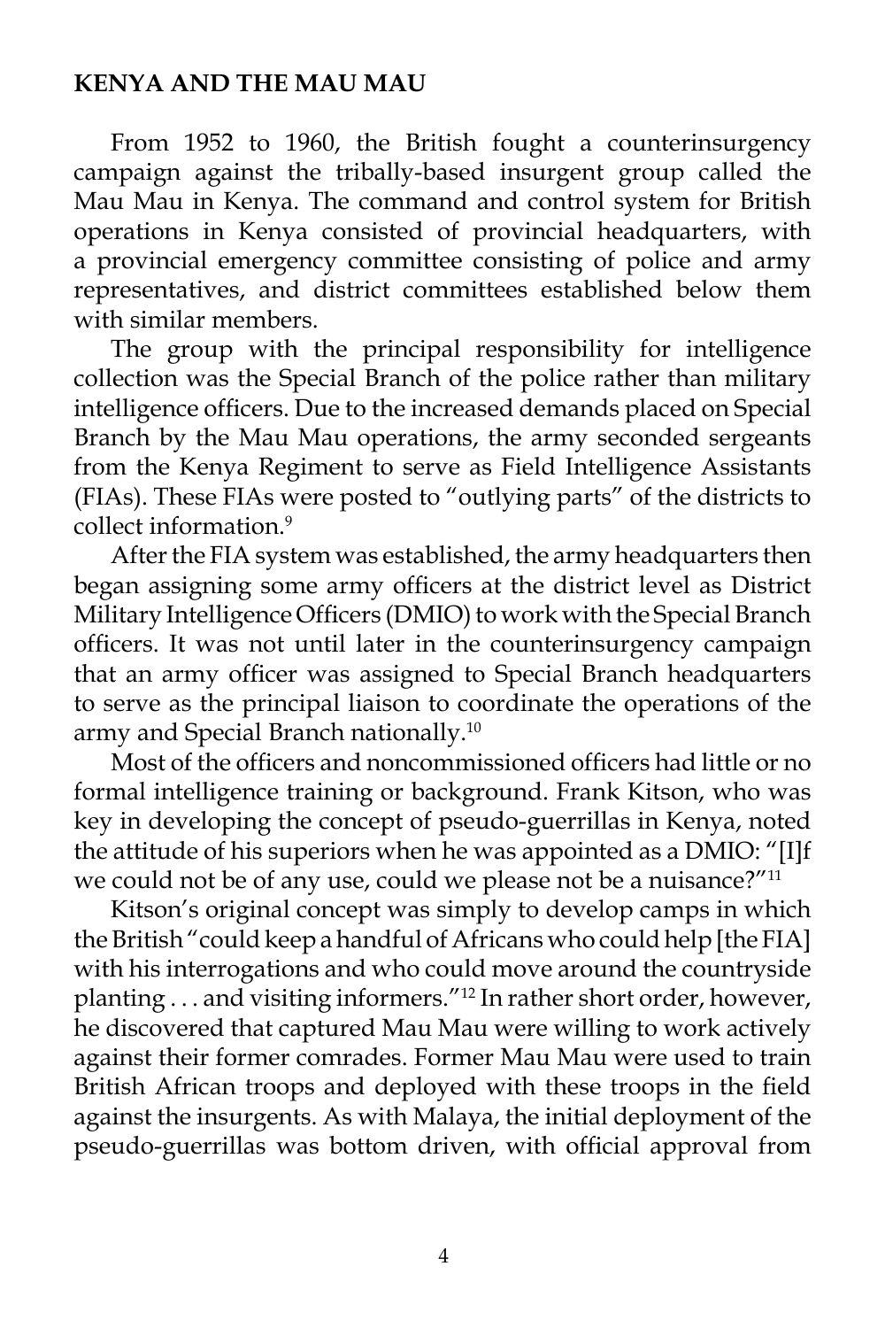## KENYA AND THE MAU MAU

From 1952 to 1960, the British fought a counterinsurgency campaign against the tribally-based insurgent group called the Mau Mau in Kenya. The command and control system for British operations in Kenya consisted of provincial headquarters, with a provincial emergency committee consisting of police and army representatives, and district committees established below them with similar members.

The group with the principal responsibility for intelligence collection was the Special Branch of the police rather than military intelligence officers. Due to the increased demands placed on Special Branch by the Mau Mau operations, the army seconded sergeants from the Kenya Regiment to serve as Field Intelligence Assistants (FIAs). These FIAs were posted to "outlying parts" of the districts to collect information.[9]

After the FIA system was established, the army headquarters then began assigning some army officers at the district level as District Military Intelligence Officers (DMIO) to work with the Special Branch officers. It was not until later in the counterinsurgency campaign that an army officer was assigned to Special Branch headquarters to serve as the principal liaison to coordinate the operations of the army and Special Branch nationally.[10]

Most of the officers and noncommissioned officers had little or no formal intelligence training or background. Frank Kitson, who was key in developing the concept of pseudo-guerrillas in Kenya, noted the attitude of his superiors when he was appointed as a DMIO: "[I]f we could not be of any use, could we please not be a nuisance?"[11]

Kitson's original concept was simply to develop camps in which the British "could keep a handful of Africans who could help [the FIA] with his interrogations and who could move around the countryside planting . . . and visiting informers."[12] In rather short order, however, he discovered that captured Mau Mau were willing to work actively against their former comrades. Former Mau Mau were used to train British African troops and deployed with these troops in the field against the insurgents. As with Malaya, the initial deployment of the pseudo-guerrillas was bottom driven, with official approval from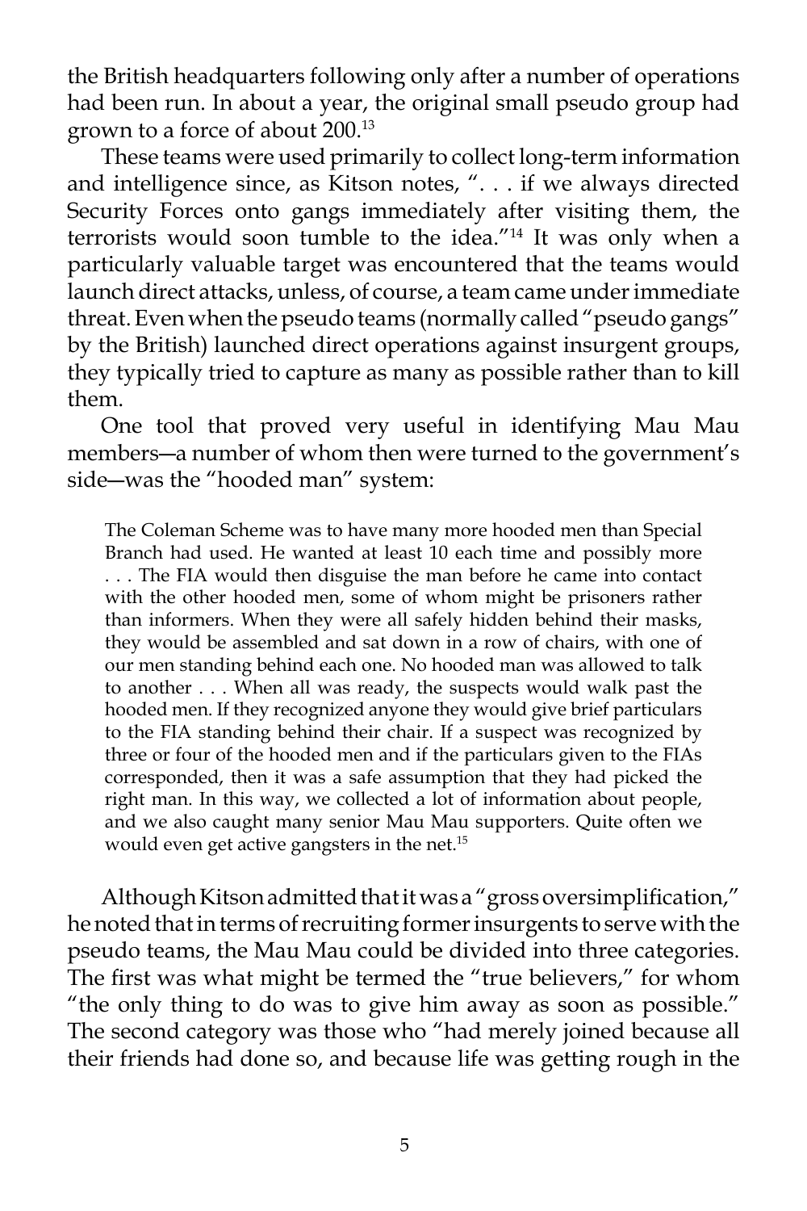the British headquarters following only after a number of operations had been run. In about a year, the original small pseudo group had grown to a force of about 200.[13]

These teams were used primarily to collect long-term information and intelligence since, as Kitson notes, ". . . if we always directed Security Forces onto gangs immediately after visiting them, the terrorists would soon tumble to the idea."[14] It was only when a particularly valuable target was encountered that the teams would launch direct attacks, unless, of course, a team came under immediate threat. Even when the pseudo teams (normally called "pseudo gangs" by the British) launched direct operations against insurgent groups, they typically tried to capture as many as possible rather than to kill them.

One tool that proved very useful in identifying Mau Mau members—a number of whom then were turned to the government's side—was the "hooded man" system:

> The Coleman Scheme was to have many more hooded men than Special Branch had used. He wanted at least 10 each time and possibly more . . . The FIA would then disguise the man before he came into contact with the other hooded men, some of whom might be prisoners rather than informers. When they were all safely hidden behind their masks, they would be assembled and sat down in a row of chairs, with one of our men standing behind each one. No hooded man was allowed to talk to another . . . When all was ready, the suspects would walk past the hooded men. If they recognized anyone they would give brief particulars to the FIA standing behind their chair. If a suspect was recognized by three or four of the hooded men and if the particulars given to the FIAs corresponded, then it was a safe assumption that they had picked the right man. In this way, we collected a lot of information about people, and we also caught many senior Mau Mau supporters. Quite often we would even get active gangsters in the net.[15]

Although Kitson admitted that it was a "gross oversimplification," he noted that in terms of recruiting former insurgents to serve with the pseudo teams, the Mau Mau could be divided into three categories. The first was what might be termed the "true believers," for whom "the only thing to do was to give him away as soon as possible." The second category was those who "had merely joined because all their friends had done so, and because life was getting rough in the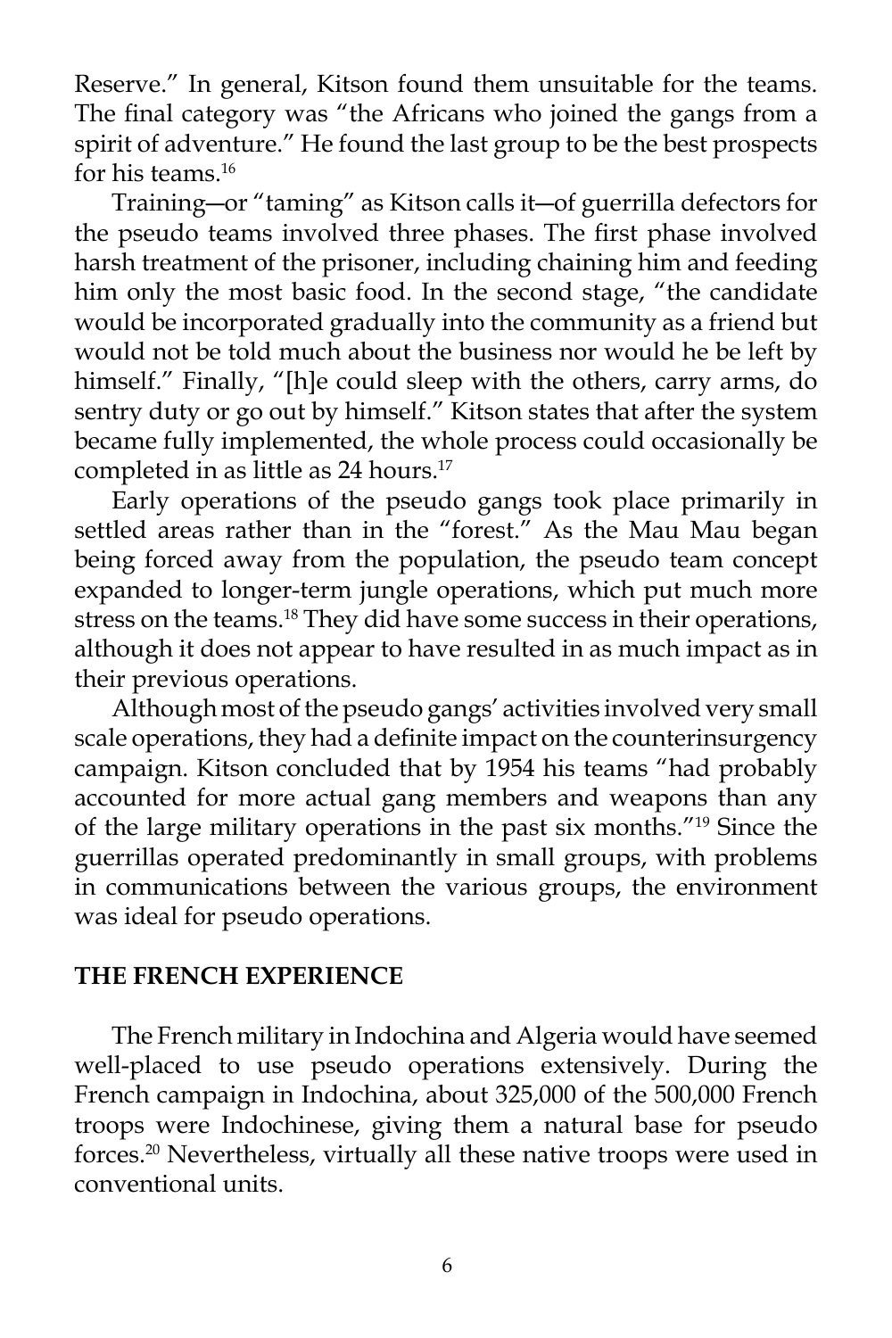Reserve." In general, Kitson found them unsuitable for the teams. The final category was "the Africans who joined the gangs from a spirit of adventure." He found the last group to be the best prospects for his teams.[16]

Training—or "taming" as Kitson calls it—of guerrilla defectors for the pseudo teams involved three phases. The first phase involved harsh treatment of the prisoner, including chaining him and feeding him only the most basic food. In the second stage, "the candidate would be incorporated gradually into the community as a friend but would not be told much about the business nor would he be left by himself." Finally, "[h]e could sleep with the others, carry arms, do sentry duty or go out by himself." Kitson states that after the system became fully implemented, the whole process could occasionally be completed in as little as 24 hours.[17]

Early operations of the pseudo gangs took place primarily in settled areas rather than in the "forest." As the Mau Mau began being forced away from the population, the pseudo team concept expanded to longer-term jungle operations, which put much more stress on the teams.[18] They did have some success in their operations, although it does not appear to have resulted in as much impact as in their previous operations.

Although most of the pseudo gangs' activities involved very small scale operations, they had a definite impact on the counterinsurgency campaign. Kitson concluded that by 1954 his teams "had probably accounted for more actual gang members and weapons than any of the large military operations in the past six months."[19] Since the guerrillas operated predominantly in small groups, with problems in communications between the various groups, the environment was ideal for pseudo operations.

## THE FRENCH EXPERIENCE

The French military in Indochina and Algeria would have seemed well-placed to use pseudo operations extensively. During the French campaign in Indochina, about 325,000 of the 500,000 French troops were Indochinese, giving them a natural base for pseudo forces.[20] Nevertheless, virtually all these native troops were used in conventional units.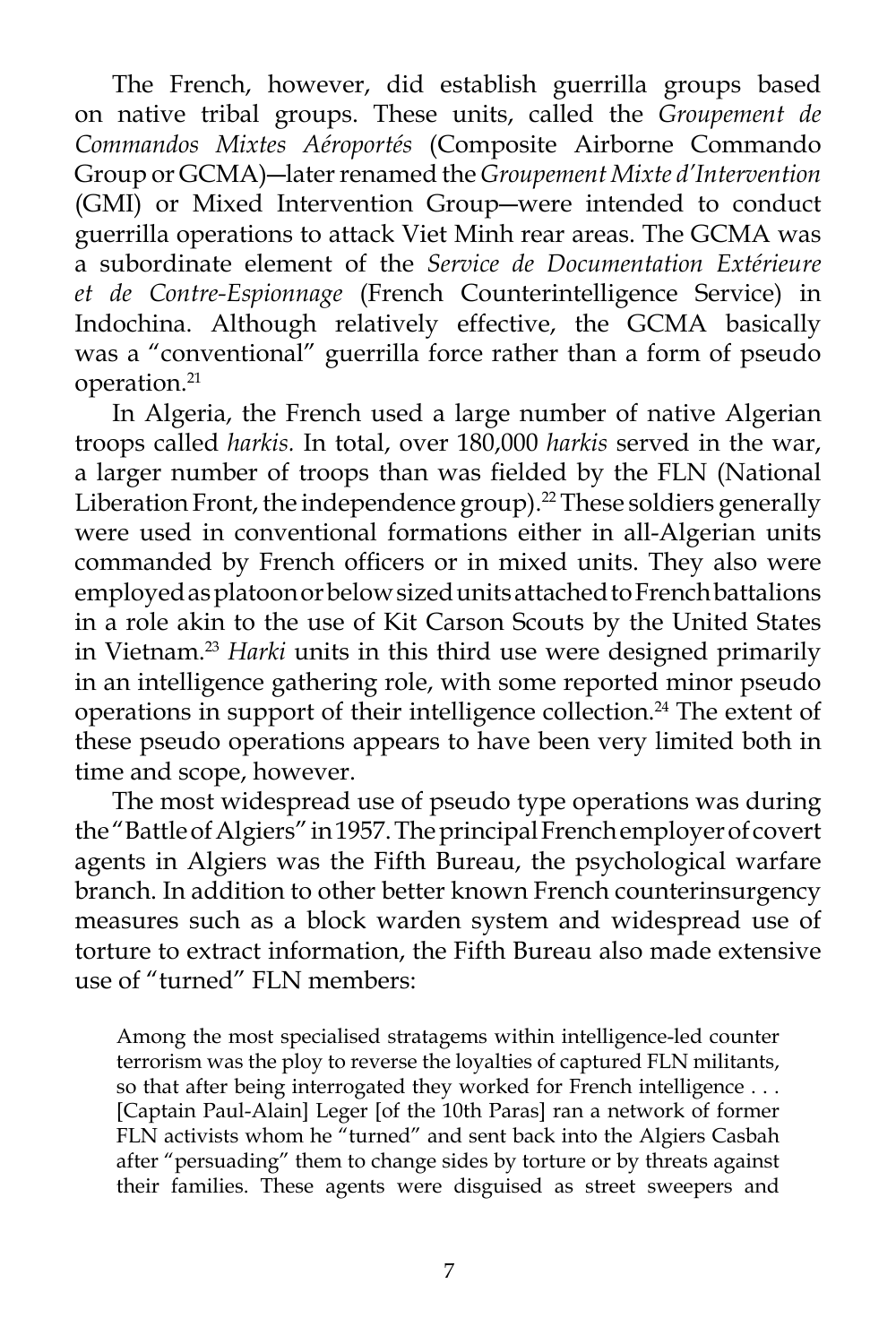The French, however, did establish guerrilla groups based on native tribal groups. These units, called the *Groupement de Commandos Mixtes Aéroportés* (Composite Airborne Commando Group or GCMA)—later renamed the *Groupement Mixte d'Intervention* (GMI) or Mixed Intervention Group—were intended to conduct guerrilla operations to attack Viet Minh rear areas. The GCMA was a subordinate element of the *Service de Documentation Extérieure et de Contre-Espionnage* (French Counterintelligence Service) in Indochina. Although relatively effective, the GCMA basically was a "conventional" guerrilla force rather than a form of pseudo operation.[21]

In Algeria, the French used a large number of native Algerian troops called *harkis.* In total, over 180,000 *harkis* served in the war, a larger number of troops than was fielded by the FLN (National Liberation Front, the independence group).[22] These soldiers generally were used in conventional formations either in all-Algerian units commanded by French officers or in mixed units. They also were employed as platoon or below sized units attached to French battalions in a role akin to the use of Kit Carson Scouts by the United States in Vietnam.[23] *Harki* units in this third use were designed primarily in an intelligence gathering role, with some reported minor pseudo operations in support of their intelligence collection.[24] The extent of these pseudo operations appears to have been very limited both in time and scope, however.

The most widespread use of pseudo type operations was during the "Battle of Algiers" in 1957. The principal French employer of covert agents in Algiers was the Fifth Bureau, the psychological warfare branch. In addition to other better known French counterinsurgency measures such as a block warden system and widespread use of torture to extract information, the Fifth Bureau also made extensive use of "turned" FLN members:

> Among the most specialised stratagems within intelligence-led counter terrorism was the ploy to reverse the loyalties of captured FLN militants, so that after being interrogated they worked for French intelligence . . . [Captain Paul-Alain] Leger [of the 10th Paras] ran a network of former FLN activists whom he "turned" and sent back into the Algiers Casbah after "persuading" them to change sides by torture or by threats against their families. These agents were disguised as street sweepers and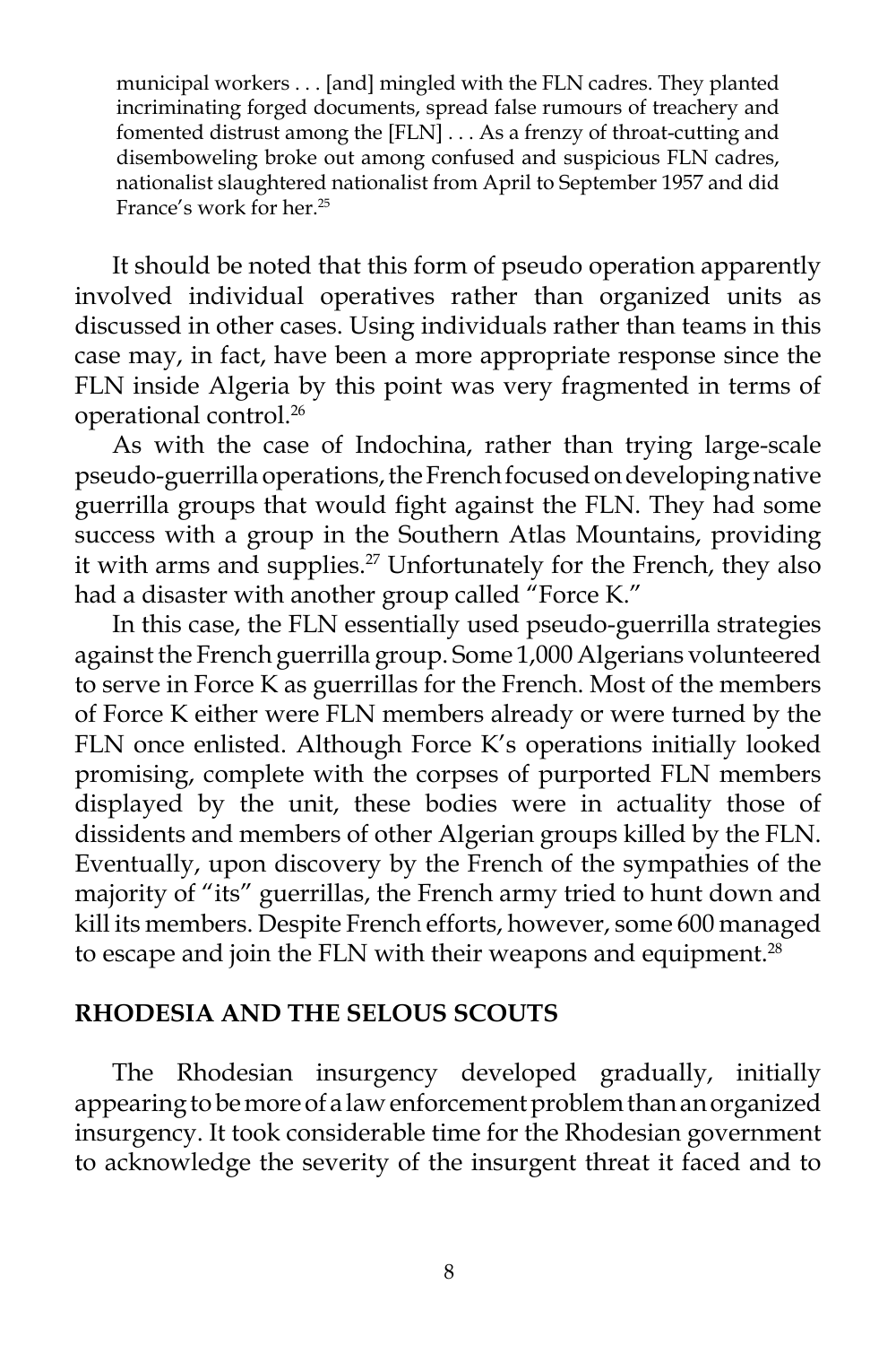> municipal workers . . . [and] mingled with the FLN cadres. They planted incriminating forged documents, spread false rumours of treachery and fomented distrust among the [FLN] . . . As a frenzy of throat-cutting and disemboweling broke out among confused and suspicious FLN cadres, nationalist slaughtered nationalist from April to September 1957 and did France's work for her.[25]

It should be noted that this form of pseudo operation apparently involved individual operatives rather than organized units as discussed in other cases. Using individuals rather than teams in this case may, in fact, have been a more appropriate response since the FLN inside Algeria by this point was very fragmented in terms of operational control.[26]

As with the case of Indochina, rather than trying large-scale pseudo-guerrilla operations, the French focused on developing native guerrilla groups that would fight against the FLN. They had some success with a group in the Southern Atlas Mountains, providing it with arms and supplies.[27] Unfortunately for the French, they also had a disaster with another group called "Force K."

In this case, the FLN essentially used pseudo-guerrilla strategies against the French guerrilla group. Some 1,000 Algerians volunteered to serve in Force K as guerrillas for the French. Most of the members of Force K either were FLN members already or were turned by the FLN once enlisted. Although Force K's operations initially looked promising, complete with the corpses of purported FLN members displayed by the unit, these bodies were in actuality those of dissidents and members of other Algerian groups killed by the FLN. Eventually, upon discovery by the French of the sympathies of the majority of "its" guerrillas, the French army tried to hunt down and kill its members. Despite French efforts, however, some 600 managed to escape and join the FLN with their weapons and equipment.[28]

## RHODESIA AND THE SELOUS SCOUTS

The Rhodesian insurgency developed gradually, initially appearing to be more of a law enforcement problem than an organized insurgency. It took considerable time for the Rhodesian government to acknowledge the severity of the insurgent threat it faced and to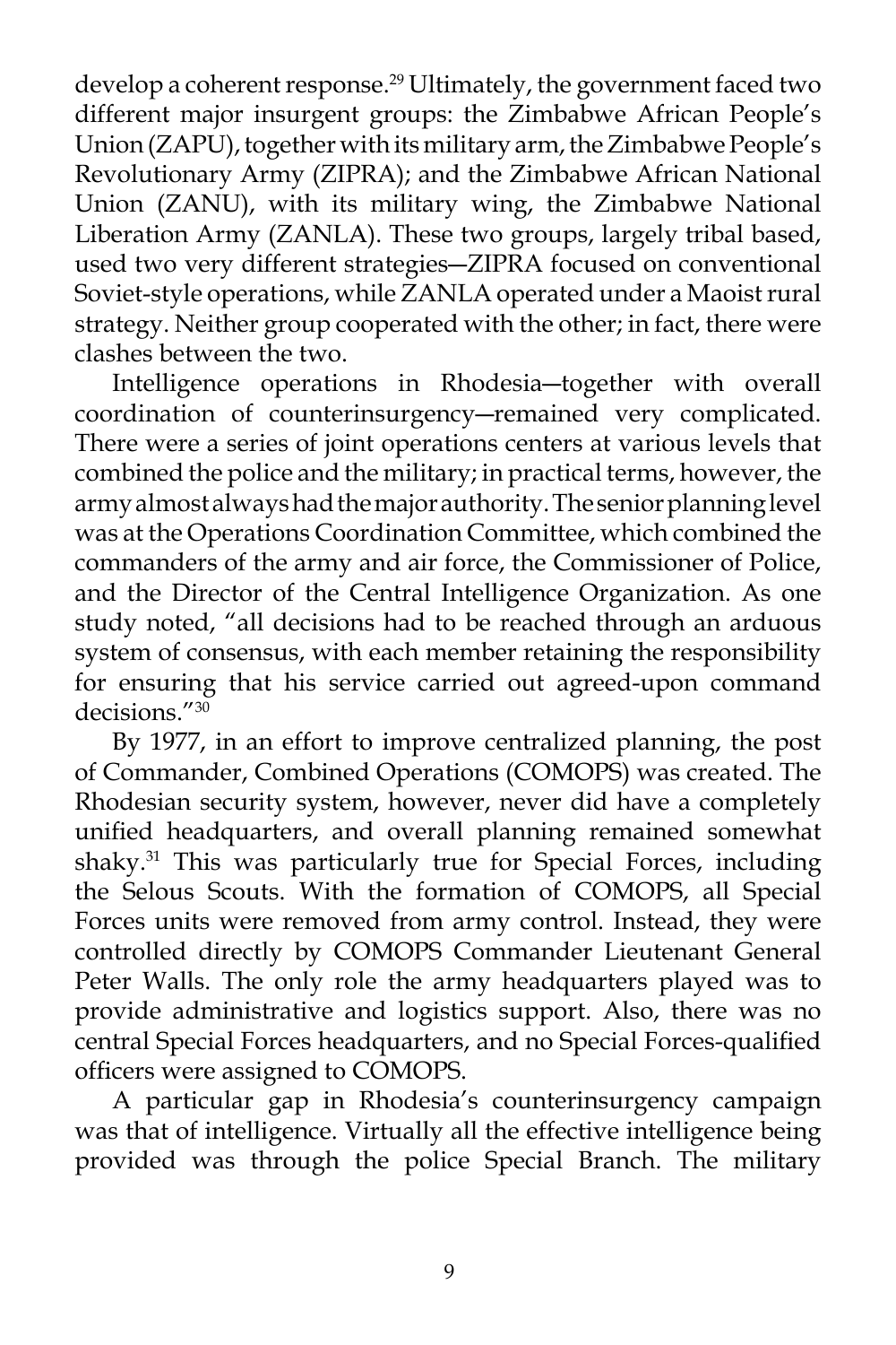develop a coherent response.[29] Ultimately, the government faced two different major insurgent groups: the Zimbabwe African People's Union (ZAPU), together with its military arm, the Zimbabwe People's Revolutionary Army (ZIPRA); and the Zimbabwe African National Union (ZANU), with its military wing, the Zimbabwe National Liberation Army (ZANLA). These two groups, largely tribal based, used two very different strategies—ZIPRA focused on conventional Soviet-style operations, while ZANLA operated under a Maoist rural strategy. Neither group cooperated with the other; in fact, there were clashes between the two.

Intelligence operations in Rhodesia—together with overall coordination of counterinsurgency—remained very complicated. There were a series of joint operations centers at various levels that combined the police and the military; in practical terms, however, the army almost always had the major authority. The senior planning level was at the Operations Coordination Committee, which combined the commanders of the army and air force, the Commissioner of Police, and the Director of the Central Intelligence Organization. As one study noted, "all decisions had to be reached through an arduous system of consensus, with each member retaining the responsibility for ensuring that his service carried out agreed-upon command decisions."[30]

By 1977, in an effort to improve centralized planning, the post of Commander, Combined Operations (COMOPS) was created. The Rhodesian security system, however, never did have a completely unified headquarters, and overall planning remained somewhat shaky.[31] This was particularly true for Special Forces, including the Selous Scouts. With the formation of COMOPS, all Special Forces units were removed from army control. Instead, they were controlled directly by COMOPS Commander Lieutenant General Peter Walls. The only role the army headquarters played was to provide administrative and logistics support. Also, there was no central Special Forces headquarters, and no Special Forces-qualified officers were assigned to COMOPS.

A particular gap in Rhodesia's counterinsurgency campaign was that of intelligence. Virtually all the effective intelligence being provided was through the police Special Branch. The military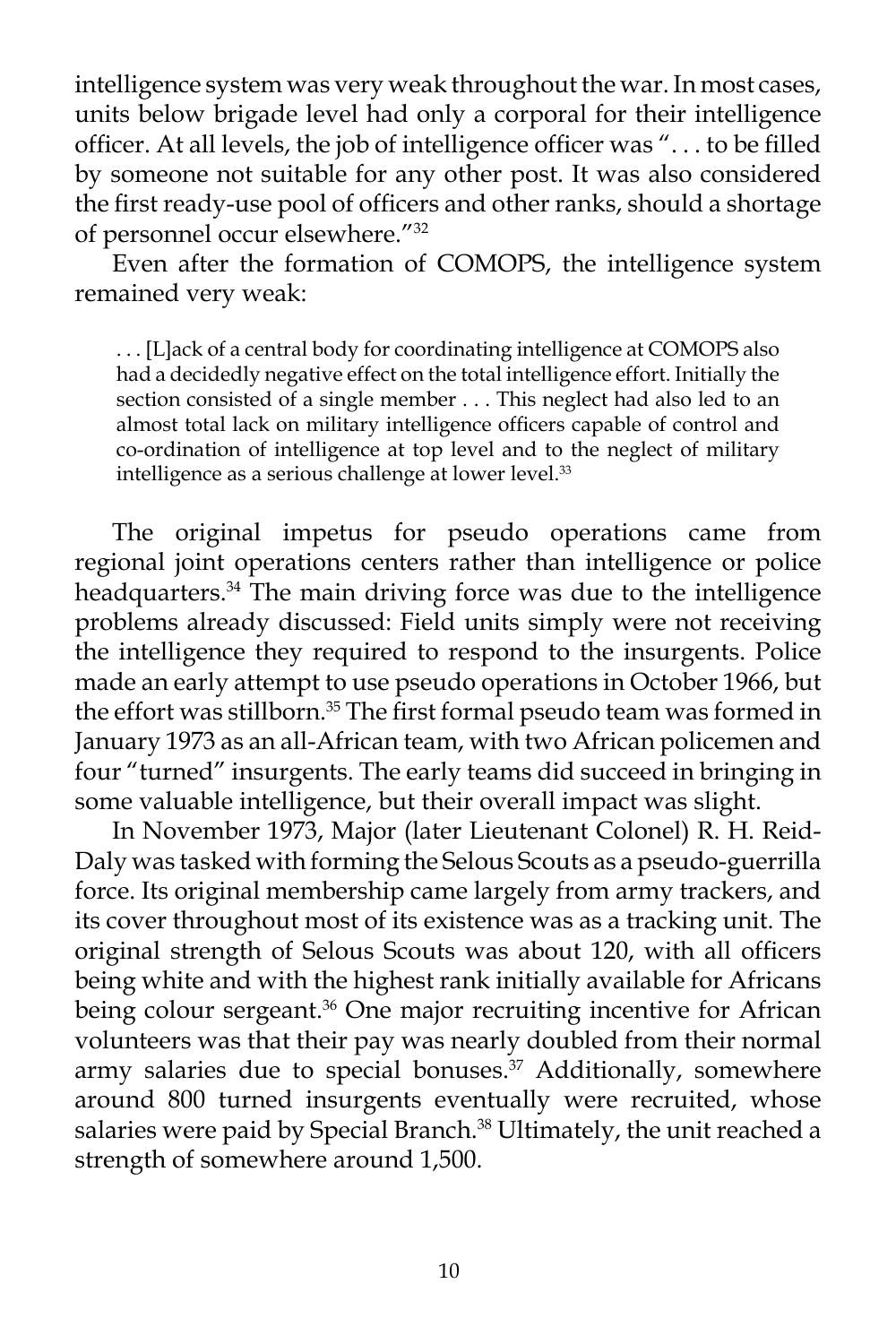intelligence system was very weak throughout the war. In most cases, units below brigade level had only a corporal for their intelligence officer. At all levels, the job of intelligence officer was ". . . to be filled by someone not suitable for any other post. It was also considered the first ready-use pool of officers and other ranks, should a shortage of personnel occur elsewhere."[32]

Even after the formation of COMOPS, the intelligence system remained very weak:

> . . . [L]ack of a central body for coordinating intelligence at COMOPS also had a decidedly negative effect on the total intelligence effort. Initially the section consisted of a single member . . . This neglect had also led to an almost total lack on military intelligence officers capable of control and co-ordination of intelligence at top level and to the neglect of military intelligence as a serious challenge at lower level.[33]

The original impetus for pseudo operations came from regional joint operations centers rather than intelligence or police headquarters.[34] The main driving force was due to the intelligence problems already discussed: Field units simply were not receiving the intelligence they required to respond to the insurgents. Police made an early attempt to use pseudo operations in October 1966, but the effort was stillborn.[35] The first formal pseudo team was formed in January 1973 as an all-African team, with two African policemen and four "turned" insurgents. The early teams did succeed in bringing in some valuable intelligence, but their overall impact was slight.

In November 1973, Major (later Lieutenant Colonel) R. H. Reid-Daly was tasked with forming the Selous Scouts as a pseudo-guerrilla force. Its original membership came largely from army trackers, and its cover throughout most of its existence was as a tracking unit. The original strength of Selous Scouts was about 120, with all officers being white and with the highest rank initially available for Africans being colour sergeant.[36] One major recruiting incentive for African volunteers was that their pay was nearly doubled from their normal army salaries due to special bonuses.[37] Additionally, somewhere around 800 turned insurgents eventually were recruited, whose salaries were paid by Special Branch.[38] Ultimately, the unit reached a strength of somewhere around 1,500.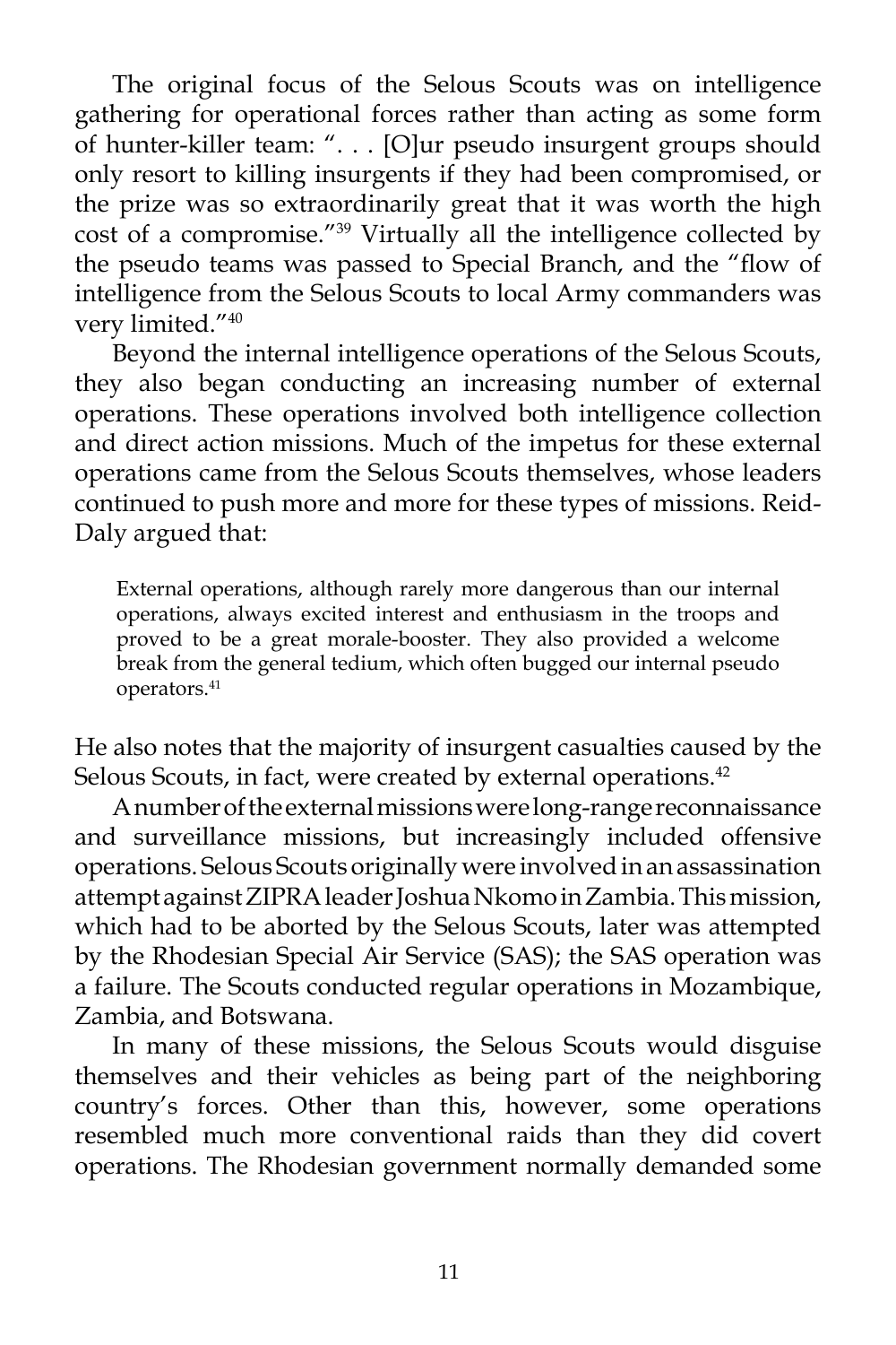The original focus of the Selous Scouts was on intelligence gathering for operational forces rather than acting as some form of hunter-killer team: ". . . [O]ur pseudo insurgent groups should only resort to killing insurgents if they had been compromised, or the prize was so extraordinarily great that it was worth the high cost of a compromise."[39] Virtually all the intelligence collected by the pseudo teams was passed to Special Branch, and the "flow of intelligence from the Selous Scouts to local Army commanders was very limited."[40]

Beyond the internal intelligence operations of the Selous Scouts, they also began conducting an increasing number of external operations. These operations involved both intelligence collection and direct action missions. Much of the impetus for these external operations came from the Selous Scouts themselves, whose leaders continued to push more and more for these types of missions. Reid-Daly argued that:

> External operations, although rarely more dangerous than our internal operations, always excited interest and enthusiasm in the troops and proved to be a great morale-booster. They also provided a welcome break from the general tedium, which often bugged our internal pseudo operators.[41]

He also notes that the majority of insurgent casualties caused by the Selous Scouts, in fact, were created by external operations.[42]

A number of the external missions were long-range reconnaissance and surveillance missions, but increasingly included offensive operations. Selous Scouts originally were involved in an assassination attempt against ZIPRA leader Joshua Nkomo in Zambia. This mission, which had to be aborted by the Selous Scouts, later was attempted by the Rhodesian Special Air Service (SAS); the SAS operation was a failure. The Scouts conducted regular operations in Mozambique, Zambia, and Botswana.

In many of these missions, the Selous Scouts would disguise themselves and their vehicles as being part of the neighboring country's forces. Other than this, however, some operations resembled much more conventional raids than they did covert operations. The Rhodesian government normally demanded some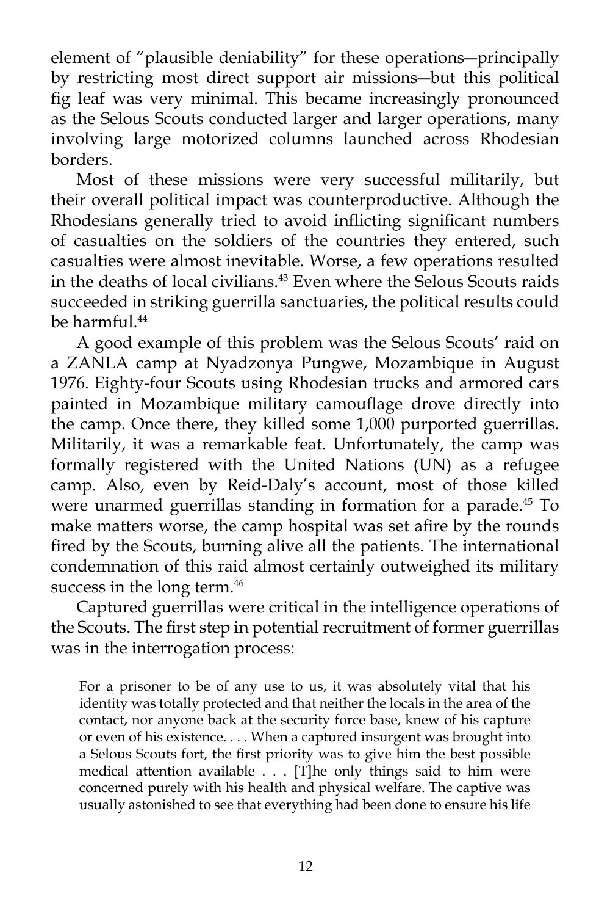element of "plausible deniability" for these operations—principally by restricting most direct support air missions—but this political fig leaf was very minimal. This became increasingly pronounced as the Selous Scouts conducted larger and larger operations, many involving large motorized columns launched across Rhodesian borders.

Most of these missions were very successful militarily, but their overall political impact was counterproductive. Although the Rhodesians generally tried to avoid inflicting significant numbers of casualties on the soldiers of the countries they entered, such casualties were almost inevitable. Worse, a few operations resulted in the deaths of local civilians.[43] Even where the Selous Scouts raids succeeded in striking guerrilla sanctuaries, the political results could be harmful.[44]

A good example of this problem was the Selous Scouts' raid on a ZANLA camp at Nyadzonya Pungwe, Mozambique in August 1976. Eighty-four Scouts using Rhodesian trucks and armored cars painted in Mozambique military camouflage drove directly into the camp. Once there, they killed some 1,000 purported guerrillas. Militarily, it was a remarkable feat. Unfortunately, the camp was formally registered with the United Nations (UN) as a refugee camp. Also, even by Reid-Daly's account, most of those killed were unarmed guerrillas standing in formation for a parade.[45] To make matters worse, the camp hospital was set afire by the rounds fired by the Scouts, burning alive all the patients. The international condemnation of this raid almost certainly outweighed its military success in the long term.[46]

Captured guerrillas were critical in the intelligence operations of the Scouts. The first step in potential recruitment of former guerrillas was in the interrogation process:

> For a prisoner to be of any use to us, it was absolutely vital that his identity was totally protected and that neither the locals in the area of the contact, nor anyone back at the security force base, knew of his capture or even of his existence. . . . When a captured insurgent was brought into a Selous Scouts fort, the first priority was to give him the best possible medical attention available . . . [T]he only things said to him were concerned purely with his health and physical welfare. The captive was usually astonished to see that everything had been done to ensure his life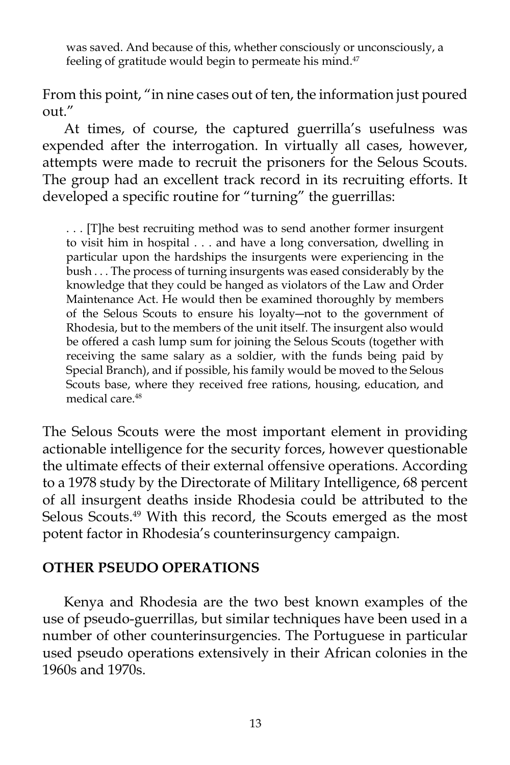> was saved. And because of this, whether consciously or unconsciously, a feeling of gratitude would begin to permeate his mind.[47]

From this point, "in nine cases out of ten, the information just poured out."

At times, of course, the captured guerrilla's usefulness was expended after the interrogation. In virtually all cases, however, attempts were made to recruit the prisoners for the Selous Scouts. The group had an excellent track record in its recruiting efforts. It developed a specific routine for "turning" the guerrillas:

> . . . [T]he best recruiting method was to send another former insurgent to visit him in hospital . . . and have a long conversation, dwelling in particular upon the hardships the insurgents were experiencing in the bush . . . The process of turning insurgents was eased considerably by the knowledge that they could be hanged as violators of the Law and Order Maintenance Act. He would then be examined thoroughly by members of the Selous Scouts to ensure his loyalty—not to the government of Rhodesia, but to the members of the unit itself. The insurgent also would be offered a cash lump sum for joining the Selous Scouts (together with receiving the same salary as a soldier, with the funds being paid by Special Branch), and if possible, his family would be moved to the Selous Scouts base, where they received free rations, housing, education, and medical care.[48]

The Selous Scouts were the most important element in providing actionable intelligence for the security forces, however questionable the ultimate effects of their external offensive operations. According to a 1978 study by the Directorate of Military Intelligence, 68 percent of all insurgent deaths inside Rhodesia could be attributed to the Selous Scouts.[49] With this record, the Scouts emerged as the most potent factor in Rhodesia's counterinsurgency campaign.

## OTHER PSEUDO OPERATIONS

Kenya and Rhodesia are the two best known examples of the use of pseudo-guerrillas, but similar techniques have been used in a number of other counterinsurgencies. The Portuguese in particular used pseudo operations extensively in their African colonies in the 1960s and 1970s.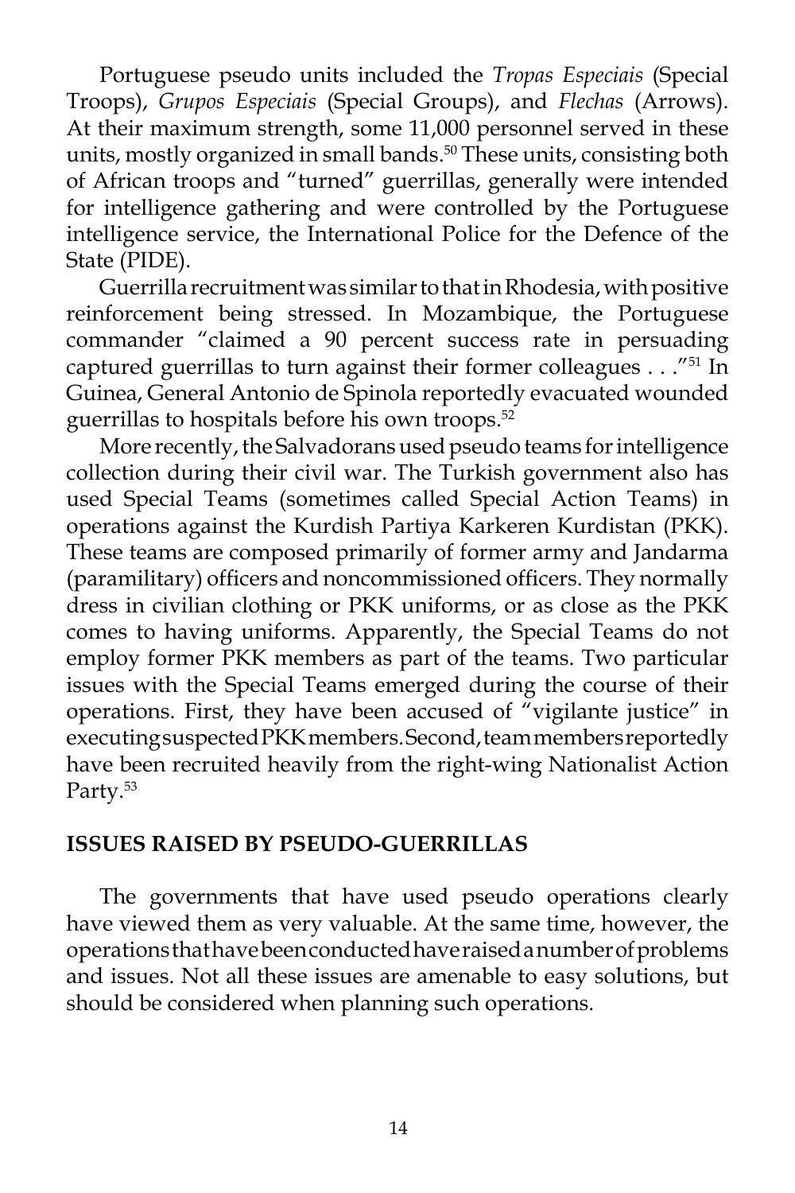Portuguese pseudo units included the *Tropas Especiais* (Special Troops), *Grupos Especiais* (Special Groups), and *Flechas* (Arrows). At their maximum strength, some 11,000 personnel served in these units, mostly organized in small bands.[50] These units, consisting both of African troops and "turned" guerrillas, generally were intended for intelligence gathering and were controlled by the Portuguese intelligence service, the International Police for the Defence of the State (PIDE).

Guerrilla recruitment was similar to that in Rhodesia, with positive reinforcement being stressed. In Mozambique, the Portuguese commander "claimed a 90 percent success rate in persuading captured guerrillas to turn against their former colleagues . . ."[51] In Guinea, General Antonio de Spinola reportedly evacuated wounded guerrillas to hospitals before his own troops.[52]

More recently, the Salvadorans used pseudo teams for intelligence collection during their civil war. The Turkish government also has used Special Teams (sometimes called Special Action Teams) in operations against the Kurdish Partiya Karkeren Kurdistan (PKK). These teams are composed primarily of former army and Jandarma (paramilitary) officers and noncommissioned officers. They normally dress in civilian clothing or PKK uniforms, or as close as the PKK comes to having uniforms. Apparently, the Special Teams do not employ former PKK members as part of the teams. Two particular issues with the Special Teams emerged during the course of their operations. First, they have been accused of "vigilante justice" in executing suspected PKK members. Second, team members reportedly have been recruited heavily from the right-wing Nationalist Action Party.[53]

## ISSUES RAISED BY PSEUDO-GUERRILLAS

The governments that have used pseudo operations clearly have viewed them as very valuable. At the same time, however, the operations that have been conducted have raised a number of problems and issues. Not all these issues are amenable to easy solutions, but should be considered when planning such operations.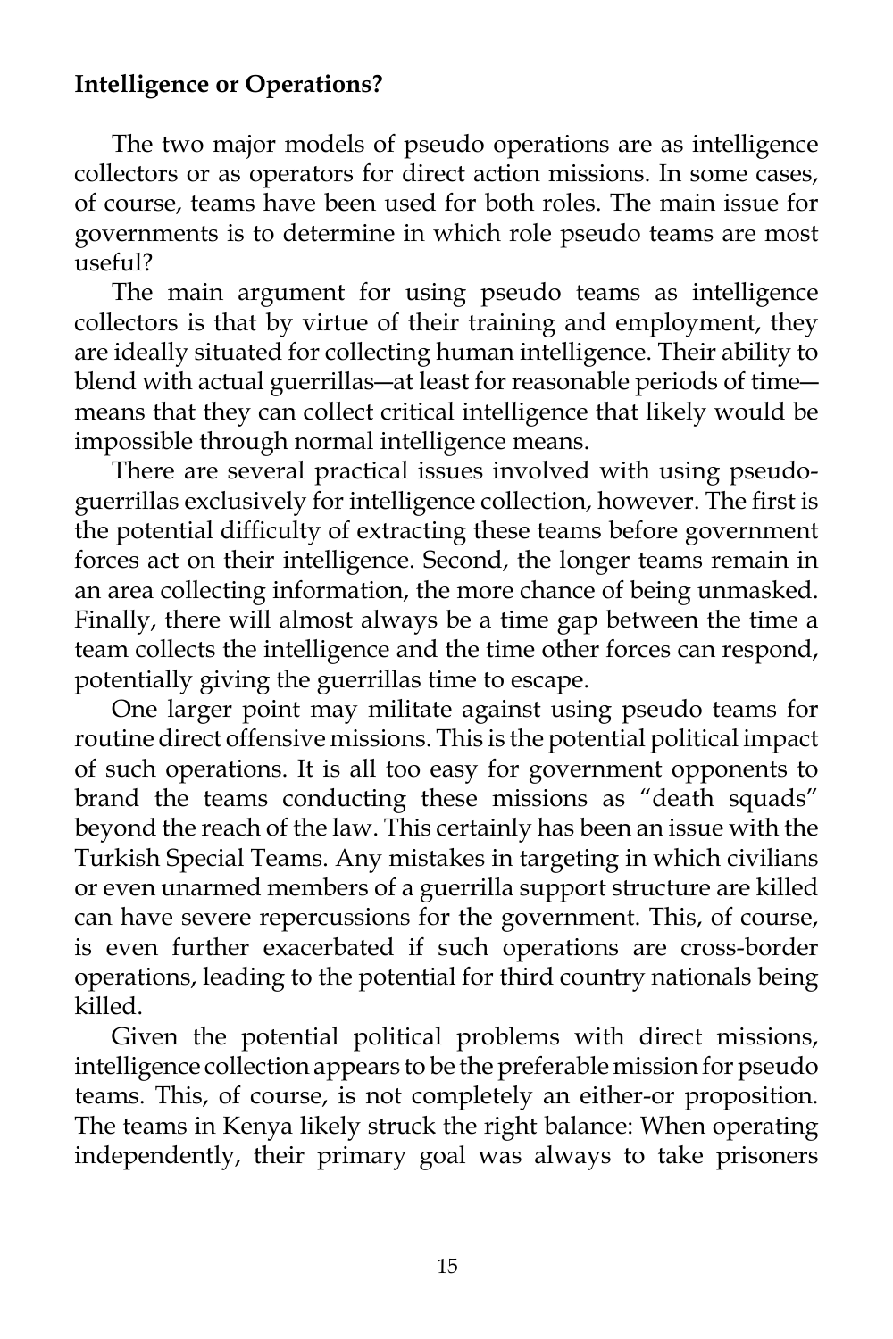**Intelligence or Operations?**

The two major models of pseudo operations are as intelligence collectors or as operators for direct action missions. In some cases, of course, teams have been used for both roles. The main issue for governments is to determine in which role pseudo teams are most useful?

The main argument for using pseudo teams as intelligence collectors is that by virtue of their training and employment, they are ideally situated for collecting human intelligence. Their ability to blend with actual guerrillas—at least for reasonable periods of time—means that they can collect critical intelligence that likely would be impossible through normal intelligence means.

There are several practical issues involved with using pseudo-guerrillas exclusively for intelligence collection, however. The first is the potential difficulty of extracting these teams before government forces act on their intelligence. Second, the longer teams remain in an area collecting information, the more chance of being unmasked. Finally, there will almost always be a time gap between the time a team collects the intelligence and the time other forces can respond, potentially giving the guerrillas time to escape.

One larger point may militate against using pseudo teams for routine direct offensive missions. This is the potential political impact of such operations. It is all too easy for government opponents to brand the teams conducting these missions as "death squads" beyond the reach of the law. This certainly has been an issue with the Turkish Special Teams. Any mistakes in targeting in which civilians or even unarmed members of a guerrilla support structure are killed can have severe repercussions for the government. This, of course, is even further exacerbated if such operations are cross-border operations, leading to the potential for third country nationals being killed.

Given the potential political problems with direct missions, intelligence collection appears to be the preferable mission for pseudo teams. This, of course, is not completely an either-or proposition. The teams in Kenya likely struck the right balance: When operating independently, their primary goal was always to take prisoners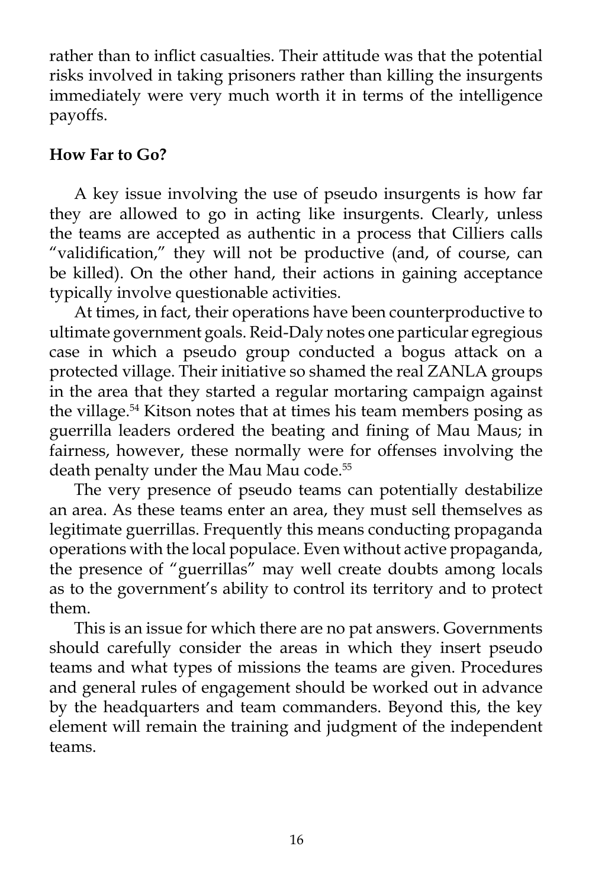rather than to inflict casualties. Their attitude was that the potential risks involved in taking prisoners rather than killing the insurgents immediately were very much worth it in terms of the intelligence payoffs.

**How Far to Go?**

A key issue involving the use of pseudo insurgents is how far they are allowed to go in acting like insurgents. Clearly, unless the teams are accepted as authentic in a process that Cilliers calls "validification," they will not be productive (and, of course, can be killed). On the other hand, their actions in gaining acceptance typically involve questionable activities.

At times, in fact, their operations have been counterproductive to ultimate government goals. Reid-Daly notes one particular egregious case in which a pseudo group conducted a bogus attack on a protected village. Their initiative so shamed the real ZANLA groups in the area that they started a regular mortaring campaign against the village.[54] Kitson notes that at times his team members posing as guerrilla leaders ordered the beating and fining of Mau Maus; in fairness, however, these normally were for offenses involving the death penalty under the Mau Mau code.[55]

The very presence of pseudo teams can potentially destabilize an area. As these teams enter an area, they must sell themselves as legitimate guerrillas. Frequently this means conducting propaganda operations with the local populace. Even without active propaganda, the presence of "guerrillas" may well create doubts among locals as to the government's ability to control its territory and to protect them.

This is an issue for which there are no pat answers. Governments should carefully consider the areas in which they insert pseudo teams and what types of missions the teams are given. Procedures and general rules of engagement should be worked out in advance by the headquarters and team commanders. Beyond this, the key element will remain the training and judgment of the independent teams.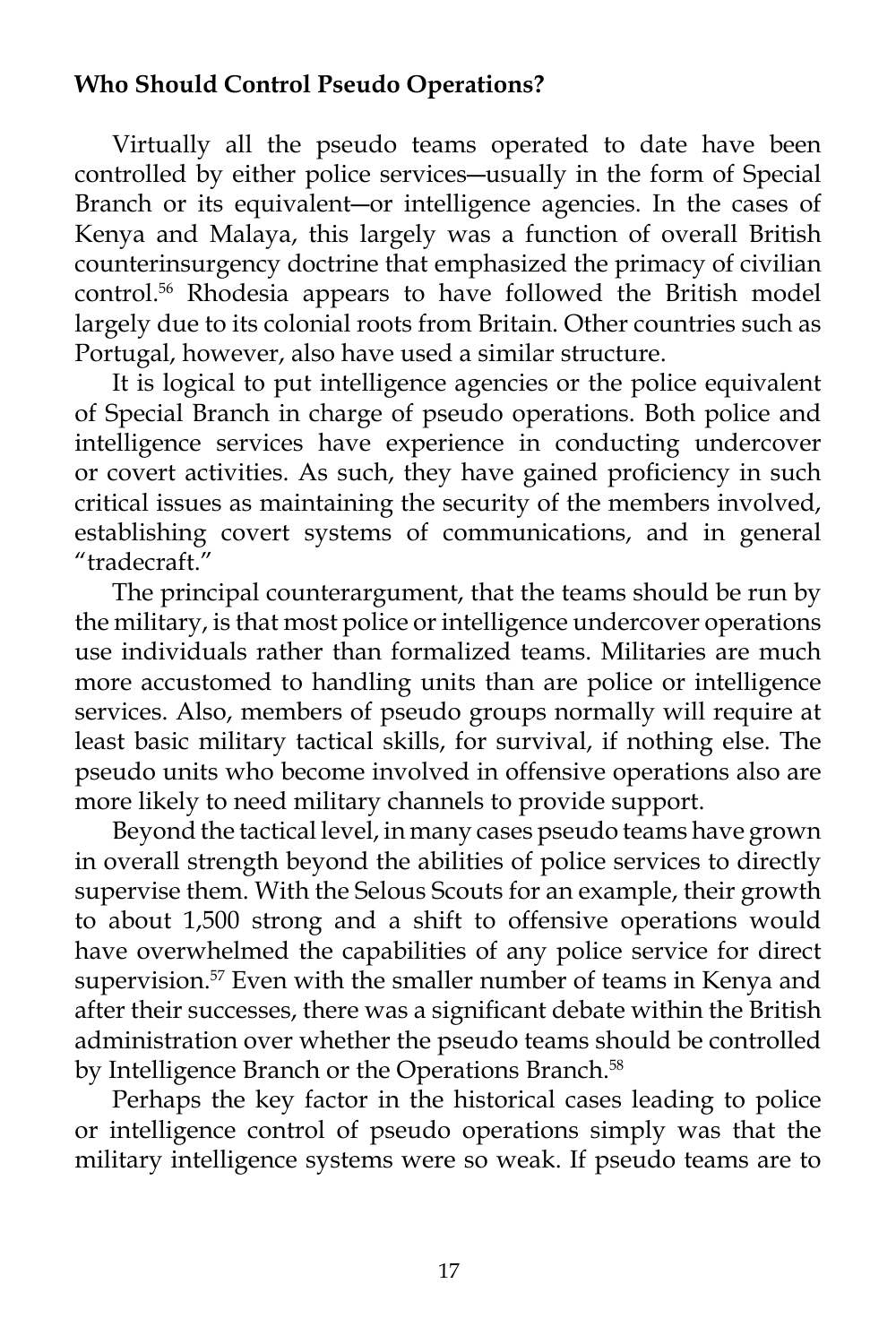**Who Should Control Pseudo Operations?**

Virtually all the pseudo teams operated to date have been controlled by either police services—usually in the form of Special Branch or its equivalent—or intelligence agencies. In the cases of Kenya and Malaya, this largely was a function of overall British counterinsurgency doctrine that emphasized the primacy of civilian control.[56] Rhodesia appears to have followed the British model largely due to its colonial roots from Britain. Other countries such as Portugal, however, also have used a similar structure.

It is logical to put intelligence agencies or the police equivalent of Special Branch in charge of pseudo operations. Both police and intelligence services have experience in conducting undercover or covert activities. As such, they have gained proficiency in such critical issues as maintaining the security of the members involved, establishing covert systems of communications, and in general "tradecraft."

The principal counterargument, that the teams should be run by the military, is that most police or intelligence undercover operations use individuals rather than formalized teams. Militaries are much more accustomed to handling units than are police or intelligence services. Also, members of pseudo groups normally will require at least basic military tactical skills, for survival, if nothing else. The pseudo units who become involved in offensive operations also are more likely to need military channels to provide support.

Beyond the tactical level, in many cases pseudo teams have grown in overall strength beyond the abilities of police services to directly supervise them. With the Selous Scouts for an example, their growth to about 1,500 strong and a shift to offensive operations would have overwhelmed the capabilities of any police service for direct supervision.[57] Even with the smaller number of teams in Kenya and after their successes, there was a significant debate within the British administration over whether the pseudo teams should be controlled by Intelligence Branch or the Operations Branch.[58]

Perhaps the key factor in the historical cases leading to police or intelligence control of pseudo operations simply was that the military intelligence systems were so weak. If pseudo teams are to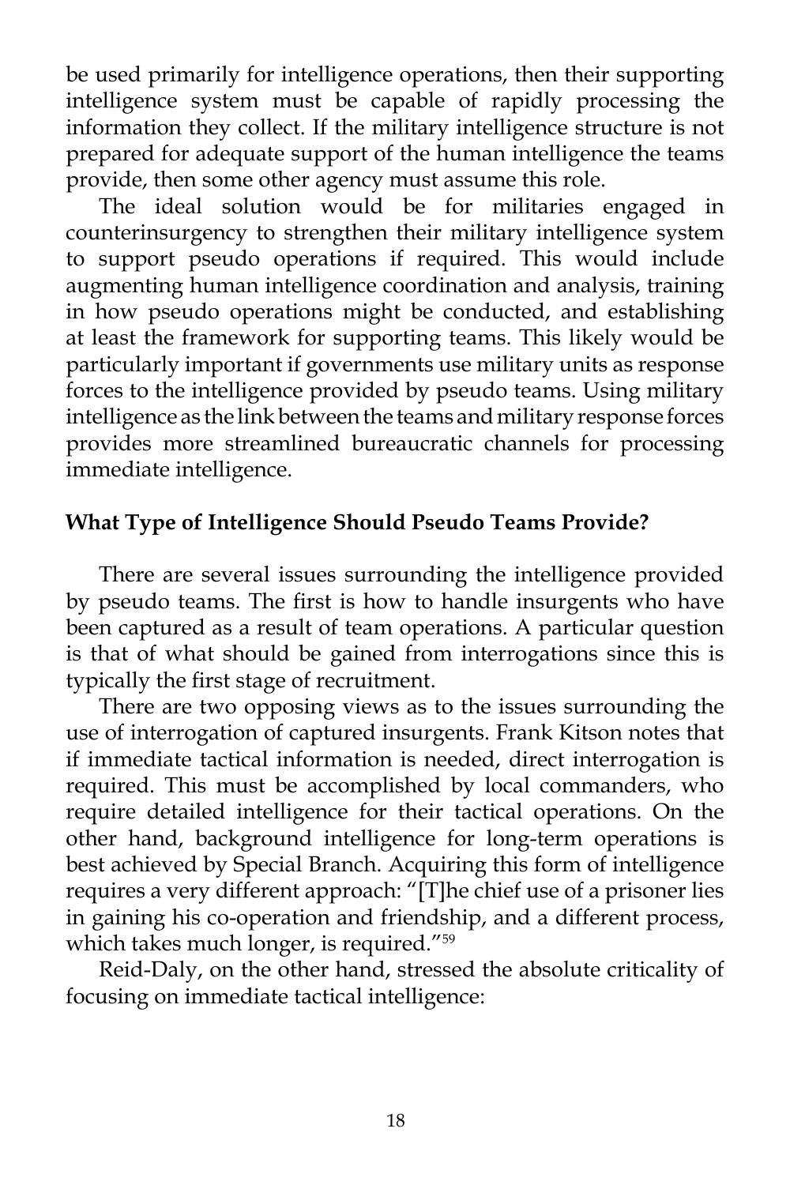be used primarily for intelligence operations, then their supporting intelligence system must be capable of rapidly processing the information they collect. If the military intelligence structure is not prepared for adequate support of the human intelligence the teams provide, then some other agency must assume this role.

The ideal solution would be for militaries engaged in counterinsurgency to strengthen their military intelligence system to support pseudo operations if required. This would include augmenting human intelligence coordination and analysis, training in how pseudo operations might be conducted, and establishing at least the framework for supporting teams. This likely would be particularly important if governments use military units as response forces to the intelligence provided by pseudo teams. Using military intelligence as the link between the teams and military response forces provides more streamlined bureaucratic channels for processing immediate intelligence.

**What Type of Intelligence Should Pseudo Teams Provide?**

There are several issues surrounding the intelligence provided by pseudo teams. The first is how to handle insurgents who have been captured as a result of team operations. A particular question is that of what should be gained from interrogations since this is typically the first stage of recruitment.

There are two opposing views as to the issues surrounding the use of interrogation of captured insurgents. Frank Kitson notes that if immediate tactical information is needed, direct interrogation is required. This must be accomplished by local commanders, who require detailed intelligence for their tactical operations. On the other hand, background intelligence for long-term operations is best achieved by Special Branch. Acquiring this form of intelligence requires a very different approach: "[T]he chief use of a prisoner lies in gaining his co-operation and friendship, and a different process, which takes much longer, is required."[59]

Reid-Daly, on the other hand, stressed the absolute criticality of focusing on immediate tactical intelligence: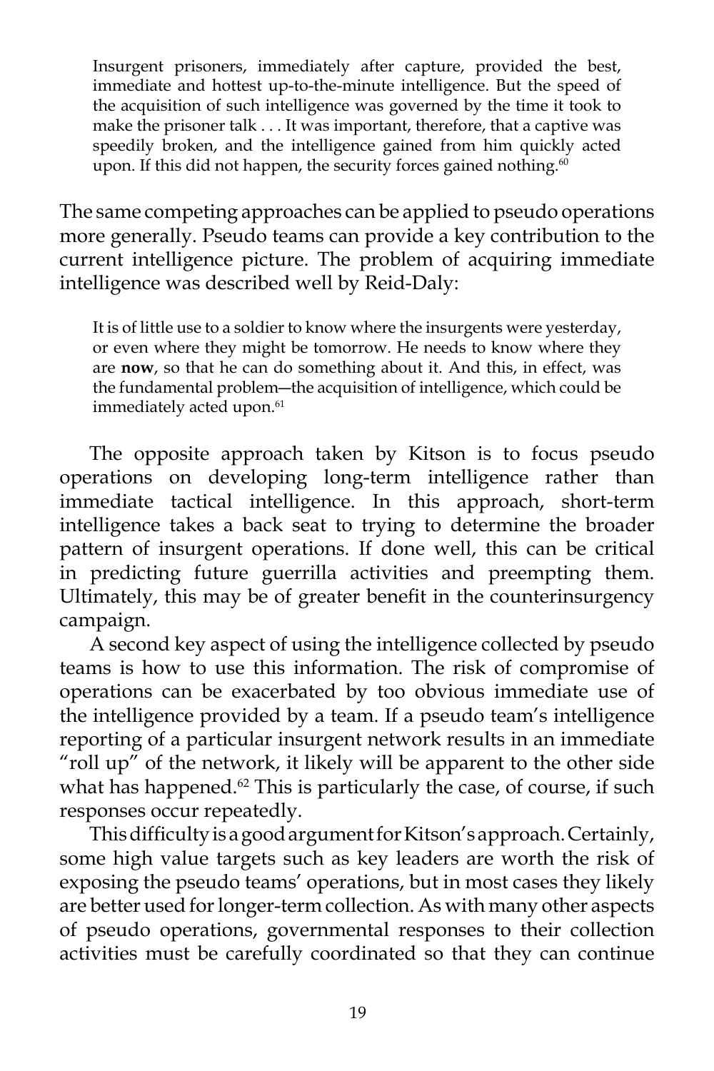> Insurgent prisoners, immediately after capture, provided the best, immediate and hottest up-to-the-minute intelligence. But the speed of the acquisition of such intelligence was governed by the time it took to make the prisoner talk . . . It was important, therefore, that a captive was speedily broken, and the intelligence gained from him quickly acted upon. If this did not happen, the security forces gained nothing.[60]

The same competing approaches can be applied to pseudo operations more generally. Pseudo teams can provide a key contribution to the current intelligence picture. The problem of acquiring immediate intelligence was described well by Reid-Daly:

> It is of little use to a soldier to know where the insurgents were yesterday, or even where they might be tomorrow. He needs to know where they are **now**, so that he can do something about it. And this, in effect, was the fundamental problem—the acquisition of intelligence, which could be immediately acted upon.[61]

The opposite approach taken by Kitson is to focus pseudo operations on developing long-term intelligence rather than immediate tactical intelligence. In this approach, short-term intelligence takes a back seat to trying to determine the broader pattern of insurgent operations. If done well, this can be critical in predicting future guerrilla activities and preempting them. Ultimately, this may be of greater benefit in the counterinsurgency campaign.

A second key aspect of using the intelligence collected by pseudo teams is how to use this information. The risk of compromise of operations can be exacerbated by too obvious immediate use of the intelligence provided by a team. If a pseudo team's intelligence reporting of a particular insurgent network results in an immediate "roll up" of the network, it likely will be apparent to the other side what has happened.[62] This is particularly the case, of course, if such responses occur repeatedly.

This difficulty is a good argument for Kitson's approach. Certainly, some high value targets such as key leaders are worth the risk of exposing the pseudo teams' operations, but in most cases they likely are better used for longer-term collection. As with many other aspects of pseudo operations, governmental responses to their collection activities must be carefully coordinated so that they can continue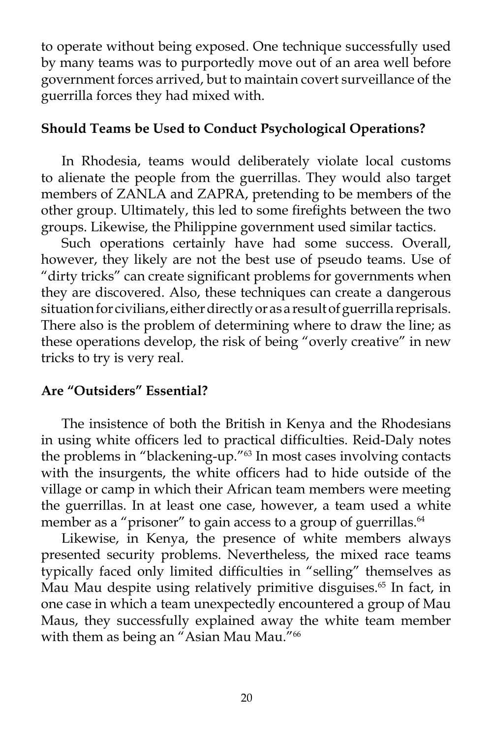to operate without being exposed. One technique successfully used by many teams was to purportedly move out of an area well before government forces arrived, but to maintain covert surveillance of the guerrilla forces they had mixed with.

**Should Teams be Used to Conduct Psychological Operations?**

In Rhodesia, teams would deliberately violate local customs to alienate the people from the guerrillas. They would also target members of ZANLA and ZAPRA, pretending to be members of the other group. Ultimately, this led to some firefights between the two groups. Likewise, the Philippine government used similar tactics.

Such operations certainly have had some success. Overall, however, they likely are not the best use of pseudo teams. Use of "dirty tricks" can create significant problems for governments when they are discovered. Also, these techniques can create a dangerous situation for civilians, either directly or as a result of guerrilla reprisals. There also is the problem of determining where to draw the line; as these operations develop, the risk of being "overly creative" in new tricks to try is very real.

**Are "Outsiders" Essential?**

The insistence of both the British in Kenya and the Rhodesians in using white officers led to practical difficulties. Reid-Daly notes the problems in "blackening-up."[63] In most cases involving contacts with the insurgents, the white officers had to hide outside of the village or camp in which their African team members were meeting the guerrillas. In at least one case, however, a team used a white member as a "prisoner" to gain access to a group of guerrillas.[64]

Likewise, in Kenya, the presence of white members always presented security problems. Nevertheless, the mixed race teams typically faced only limited difficulties in "selling" themselves as Mau Mau despite using relatively primitive disguises.[65] In fact, in one case in which a team unexpectedly encountered a group of Mau Maus, they successfully explained away the white team member with them as being an "Asian Mau Mau."[66]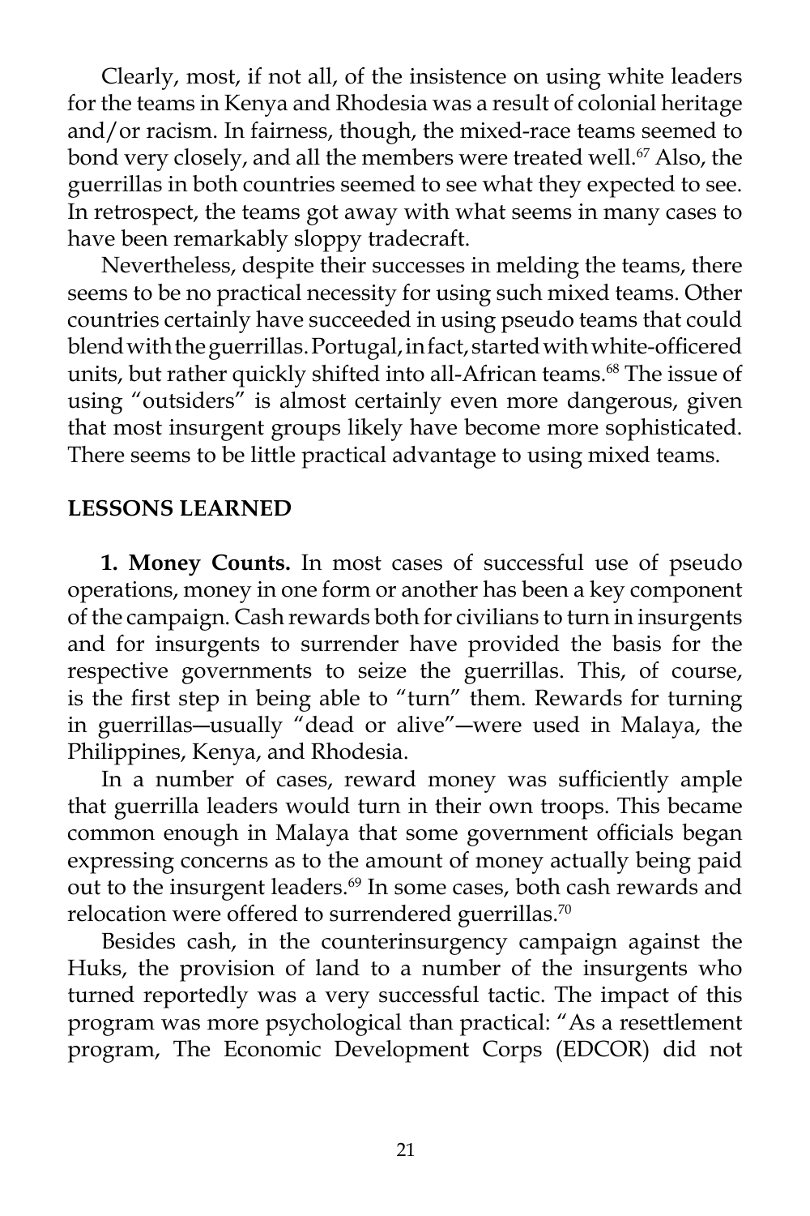Clearly, most, if not all, of the insistence on using white leaders for the teams in Kenya and Rhodesia was a result of colonial heritage and/or racism. In fairness, though, the mixed-race teams seemed to bond very closely, and all the members were treated well.[67] Also, the guerrillas in both countries seemed to see what they expected to see. In retrospect, the teams got away with what seems in many cases to have been remarkably sloppy tradecraft.

Nevertheless, despite their successes in melding the teams, there seems to be no practical necessity for using such mixed teams. Other countries certainly have succeeded in using pseudo teams that could blend with the guerrillas. Portugal, in fact, started with white-officered units, but rather quickly shifted into all-African teams.[68] The issue of using "outsiders" is almost certainly even more dangerous, given that most insurgent groups likely have become more sophisticated. There seems to be little practical advantage to using mixed teams.

## LESSONS LEARNED

**1. Money Counts.** In most cases of successful use of pseudo operations, money in one form or another has been a key component of the campaign. Cash rewards both for civilians to turn in insurgents and for insurgents to surrender have provided the basis for the respective governments to seize the guerrillas. This, of course, is the first step in being able to "turn" them. Rewards for turning in guerrillas—usually "dead or alive"—were used in Malaya, the Philippines, Kenya, and Rhodesia.

In a number of cases, reward money was sufficiently ample that guerrilla leaders would turn in their own troops. This became common enough in Malaya that some government officials began expressing concerns as to the amount of money actually being paid out to the insurgent leaders.[69] In some cases, both cash rewards and relocation were offered to surrendered guerrillas.[70]

Besides cash, in the counterinsurgency campaign against the Huks, the provision of land to a number of the insurgents who turned reportedly was a very successful tactic. The impact of this program was more psychological than practical: "As a resettlement program, The Economic Development Corps (EDCOR) did not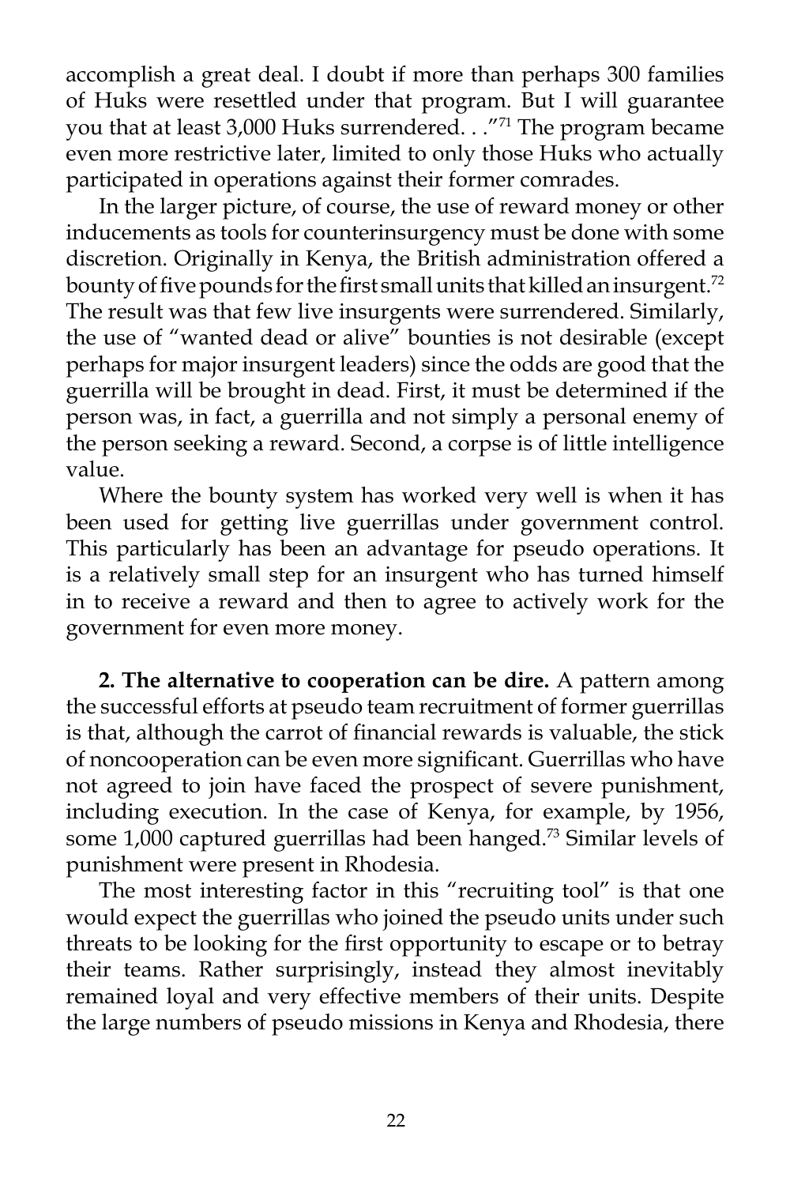accomplish a great deal. I doubt if more than perhaps 300 families of Huks were resettled under that program. But I will guarantee you that at least 3,000 Huks surrendered. . ."[71] The program became even more restrictive later, limited to only those Huks who actually participated in operations against their former comrades.

In the larger picture, of course, the use of reward money or other inducements as tools for counterinsurgency must be done with some discretion. Originally in Kenya, the British administration offered a bounty of five pounds for the first small units that killed an insurgent.[72] The result was that few live insurgents were surrendered. Similarly, the use of "wanted dead or alive" bounties is not desirable (except perhaps for major insurgent leaders) since the odds are good that the guerrilla will be brought in dead. First, it must be determined if the person was, in fact, a guerrilla and not simply a personal enemy of the person seeking a reward. Second, a corpse is of little intelligence value.

Where the bounty system has worked very well is when it has been used for getting live guerrillas under government control. This particularly has been an advantage for pseudo operations. It is a relatively small step for an insurgent who has turned himself in to receive a reward and then to agree to actively work for the government for even more money.

**2. The alternative to cooperation can be dire.** A pattern among the successful efforts at pseudo team recruitment of former guerrillas is that, although the carrot of financial rewards is valuable, the stick of noncooperation can be even more significant. Guerrillas who have not agreed to join have faced the prospect of severe punishment, including execution. In the case of Kenya, for example, by 1956, some 1,000 captured guerrillas had been hanged.[73] Similar levels of punishment were present in Rhodesia.

The most interesting factor in this "recruiting tool" is that one would expect the guerrillas who joined the pseudo units under such threats to be looking for the first opportunity to escape or to betray their teams. Rather surprisingly, instead they almost inevitably remained loyal and very effective members of their units. Despite the large numbers of pseudo missions in Kenya and Rhodesia, there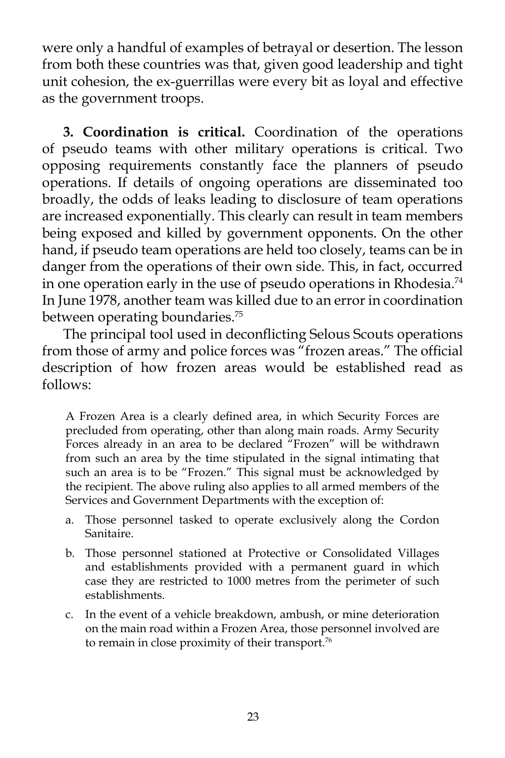were only a handful of examples of betrayal or desertion. The lesson from both these countries was that, given good leadership and tight unit cohesion, the ex-guerrillas were every bit as loyal and effective as the government troops.

**3. Coordination is critical.** Coordination of the operations of pseudo teams with other military operations is critical. Two opposing requirements constantly face the planners of pseudo operations. If details of ongoing operations are disseminated too broadly, the odds of leaks leading to disclosure of team operations are increased exponentially. This clearly can result in team members being exposed and killed by government opponents. On the other hand, if pseudo team operations are held too closely, teams can be in danger from the operations of their own side. This, in fact, occurred in one operation early in the use of pseudo operations in Rhodesia.[74] In June 1978, another team was killed due to an error in coordination between operating boundaries.[75]

The principal tool used in deconflicting Selous Scouts operations from those of army and police forces was "frozen areas." The official description of how frozen areas would be established read as follows:

> A Frozen Area is a clearly defined area, in which Security Forces are precluded from operating, other than along main roads. Army Security Forces already in an area to be declared "Frozen" will be withdrawn from such an area by the time stipulated in the signal intimating that such an area is to be "Frozen." This signal must be acknowledged by the recipient. The above ruling also applies to all armed members of the Services and Government Departments with the exception of:
>
> a. Those personnel tasked to operate exclusively along the Cordon Sanitaire.
>
> b. Those personnel stationed at Protective or Consolidated Villages and establishments provided with a permanent guard in which case they are restricted to 1000 metres from the perimeter of such establishments.
>
> c. In the event of a vehicle breakdown, ambush, or mine deterioration on the main road within a Frozen Area, those personnel involved are to remain in close proximity of their transport.[76]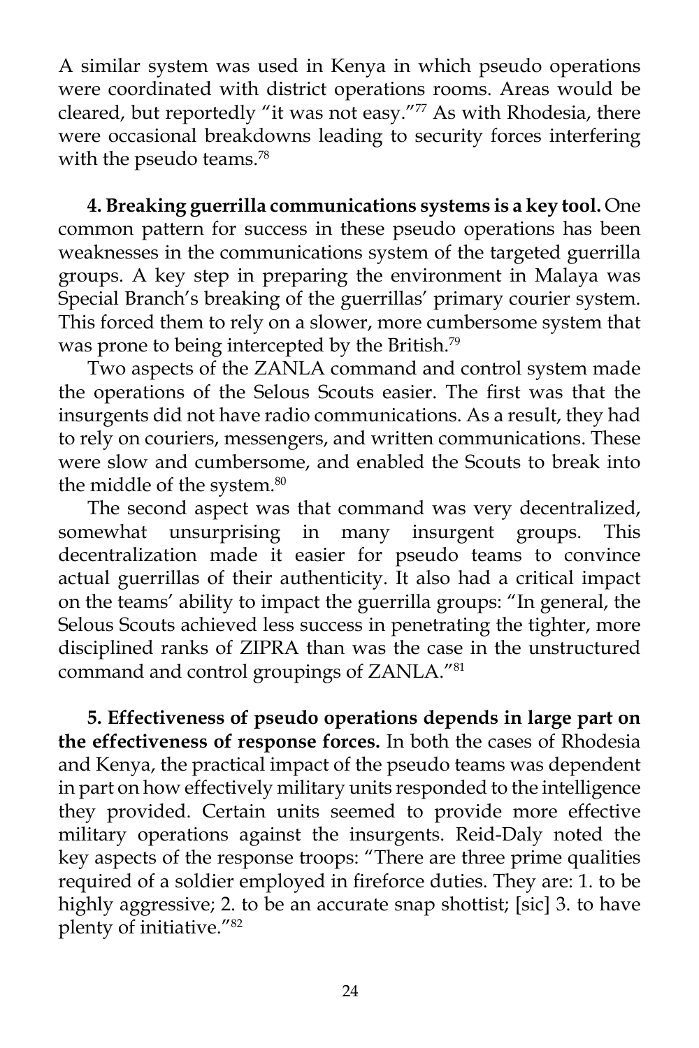A similar system was used in Kenya in which pseudo operations were coordinated with district operations rooms. Areas would be cleared, but reportedly "it was not easy."[77] As with Rhodesia, there were occasional breakdowns leading to security forces interfering with the pseudo teams.[78]

**4. Breaking guerrilla communications systems is a key tool.** One common pattern for success in these pseudo operations has been weaknesses in the communications system of the targeted guerrilla groups. A key step in preparing the environment in Malaya was Special Branch's breaking of the guerrillas' primary courier system. This forced them to rely on a slower, more cumbersome system that was prone to being intercepted by the British.[79]

Two aspects of the ZANLA command and control system made the operations of the Selous Scouts easier. The first was that the insurgents did not have radio communications. As a result, they had to rely on couriers, messengers, and written communications. These were slow and cumbersome, and enabled the Scouts to break into the middle of the system.[80]

The second aspect was that command was very decentralized, somewhat unsurprising in many insurgent groups. This decentralization made it easier for pseudo teams to convince actual guerrillas of their authenticity. It also had a critical impact on the teams' ability to impact the guerrilla groups: "In general, the Selous Scouts achieved less success in penetrating the tighter, more disciplined ranks of ZIPRA than was the case in the unstructured command and control groupings of ZANLA."[81]

**5. Effectiveness of pseudo operations depends in large part on the effectiveness of response forces.** In both the cases of Rhodesia and Kenya, the practical impact of the pseudo teams was dependent in part on how effectively military units responded to the intelligence they provided. Certain units seemed to provide more effective military operations against the insurgents. Reid-Daly noted the key aspects of the response troops: "There are three prime qualities required of a soldier employed in fireforce duties. They are: 1. to be highly aggressive; 2. to be an accurate snap shottist; [sic] 3. to have plenty of initiative."[82]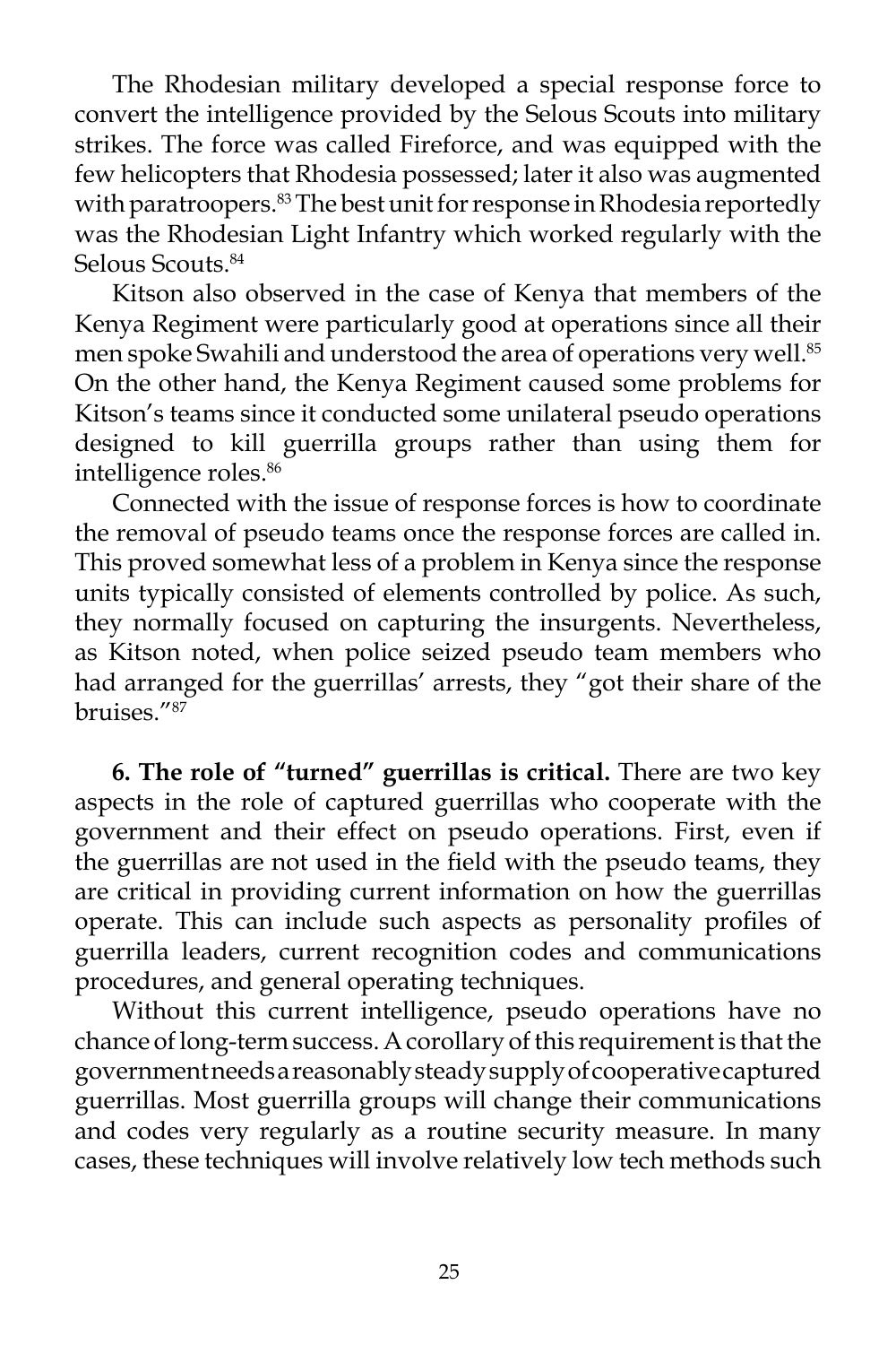The Rhodesian military developed a special response force to convert the intelligence provided by the Selous Scouts into military strikes. The force was called Fireforce, and was equipped with the few helicopters that Rhodesia possessed; later it also was augmented with paratroopers.[83] The best unit for response in Rhodesia reportedly was the Rhodesian Light Infantry which worked regularly with the Selous Scouts.[84]

Kitson also observed in the case of Kenya that members of the Kenya Regiment were particularly good at operations since all their men spoke Swahili and understood the area of operations very well.[85] On the other hand, the Kenya Regiment caused some problems for Kitson's teams since it conducted some unilateral pseudo operations designed to kill guerrilla groups rather than using them for intelligence roles.[86]

Connected with the issue of response forces is how to coordinate the removal of pseudo teams once the response forces are called in. This proved somewhat less of a problem in Kenya since the response units typically consisted of elements controlled by police. As such, they normally focused on capturing the insurgents. Nevertheless, as Kitson noted, when police seized pseudo team members who had arranged for the guerrillas' arrests, they "got their share of the bruises."[87]

**6. The role of "turned" guerrillas is critical.** There are two key aspects in the role of captured guerrillas who cooperate with the government and their effect on pseudo operations. First, even if the guerrillas are not used in the field with the pseudo teams, they are critical in providing current information on how the guerrillas operate. This can include such aspects as personality profiles of guerrilla leaders, current recognition codes and communications procedures, and general operating techniques.

Without this current intelligence, pseudo operations have no chance of long-term success. A corollary of this requirement is that the government needs a reasonably steady supply of cooperative captured guerrillas. Most guerrilla groups will change their communications and codes very regularly as a routine security measure. In many cases, these techniques will involve relatively low tech methods such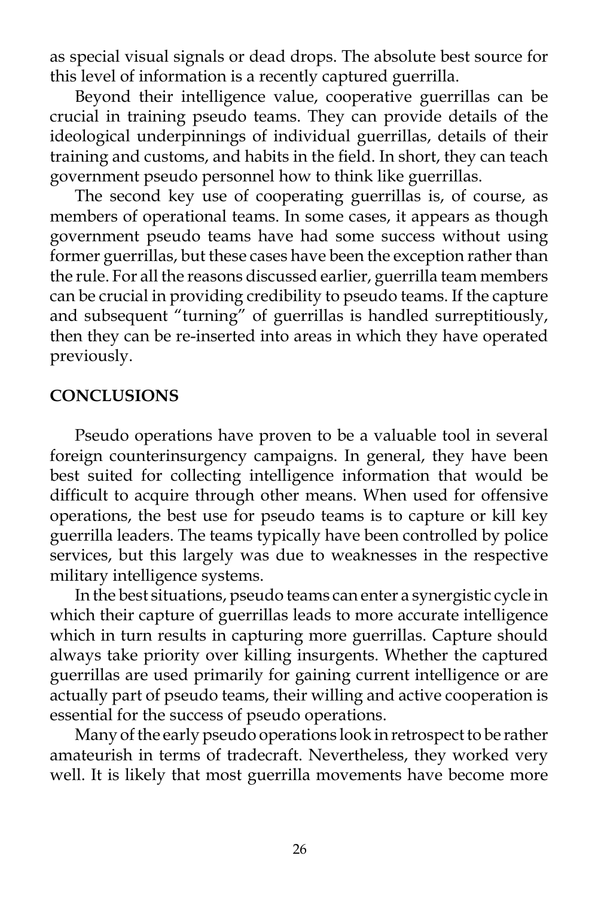as special visual signals or dead drops. The absolute best source for this level of information is a recently captured guerrilla.

Beyond their intelligence value, cooperative guerrillas can be crucial in training pseudo teams. They can provide details of the ideological underpinnings of individual guerrillas, details of their training and customs, and habits in the field. In short, they can teach government pseudo personnel how to think like guerrillas.

The second key use of cooperating guerrillas is, of course, as members of operational teams. In some cases, it appears as though government pseudo teams have had some success without using former guerrillas, but these cases have been the exception rather than the rule. For all the reasons discussed earlier, guerrilla team members can be crucial in providing credibility to pseudo teams. If the capture and subsequent "turning" of guerrillas is handled surreptitiously, then they can be re-inserted into areas in which they have operated previously.

## CONCLUSIONS

Pseudo operations have proven to be a valuable tool in several foreign counterinsurgency campaigns. In general, they have been best suited for collecting intelligence information that would be difficult to acquire through other means. When used for offensive operations, the best use for pseudo teams is to capture or kill key guerrilla leaders. The teams typically have been controlled by police services, but this largely was due to weaknesses in the respective military intelligence systems.

In the best situations, pseudo teams can enter a synergistic cycle in which their capture of guerrillas leads to more accurate intelligence which in turn results in capturing more guerrillas. Capture should always take priority over killing insurgents. Whether the captured guerrillas are used primarily for gaining current intelligence or are actually part of pseudo teams, their willing and active cooperation is essential for the success of pseudo operations.

Many of the early pseudo operations look in retrospect to be rather amateurish in terms of tradecraft. Nevertheless, they worked very well. It is likely that most guerrilla movements have become more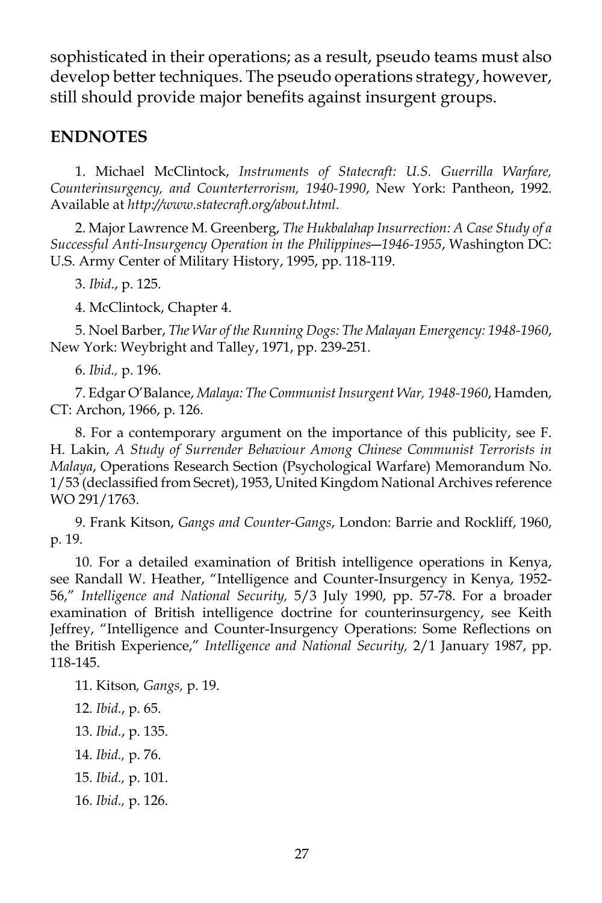sophisticated in their operations; as a result, pseudo teams must also develop better techniques. The pseudo operations strategy, however, still should provide major benefits against insurgent groups.

## ENDNOTES

1. Michael McClintock, *Instruments of Statecraft: U.S. Guerrilla Warfare, Counterinsurgency, and Counterterrorism, 1940-1990*, New York: Pantheon, 1992. Available at *http://www.statecraft.org/about.html*.

2. Major Lawrence M. Greenberg, *The Hukbalahap Insurrection: A Case Study of a Successful Anti-Insurgency Operation in the Philippines—1946-1955*, Washington DC: U.S. Army Center of Military History, 1995, pp. 118-119.

3. *Ibid.*, p. 125.

4. McClintock, Chapter 4.

5. Noel Barber, *The War of the Running Dogs: The Malayan Emergency: 1948-1960*, New York: Weybright and Talley, 1971, pp. 239-251.

6. *Ibid.,* p. 196.

7. Edgar O'Balance, *Malaya: The Communist Insurgent War, 1948-1960*, Hamden, CT: Archon, 1966, p. 126.

8. For a contemporary argument on the importance of this publicity, see F. H. Lakin, *A Study of Surrender Behaviour Among Chinese Communist Terrorists in Malaya*, Operations Research Section (Psychological Warfare) Memorandum No. 1/53 (declassified from Secret), 1953, United Kingdom National Archives reference WO 291/1763.

9. Frank Kitson, *Gangs and Counter-Gangs*, London: Barrie and Rockliff, 1960, p. 19.

10. For a detailed examination of British intelligence operations in Kenya, see Randall W. Heather, "Intelligence and Counter-Insurgency in Kenya, 1952-56," *Intelligence and National Security,* 5/3 July 1990, pp. 57-78. For a broader examination of British intelligence doctrine for counterinsurgency, see Keith Jeffrey, "Intelligence and Counter-Insurgency Operations: Some Reflections on the British Experience," *Intelligence and National Security,* 2/1 January 1987, pp. 118-145.

11. Kitson*, Gangs,* p. 19.

12. *Ibid.*, p. 65.

13. *Ibid.*, p. 135.

14. *Ibid.,* p. 76.

15. *Ibid.,* p. 101.

16. *Ibid.,* p. 126.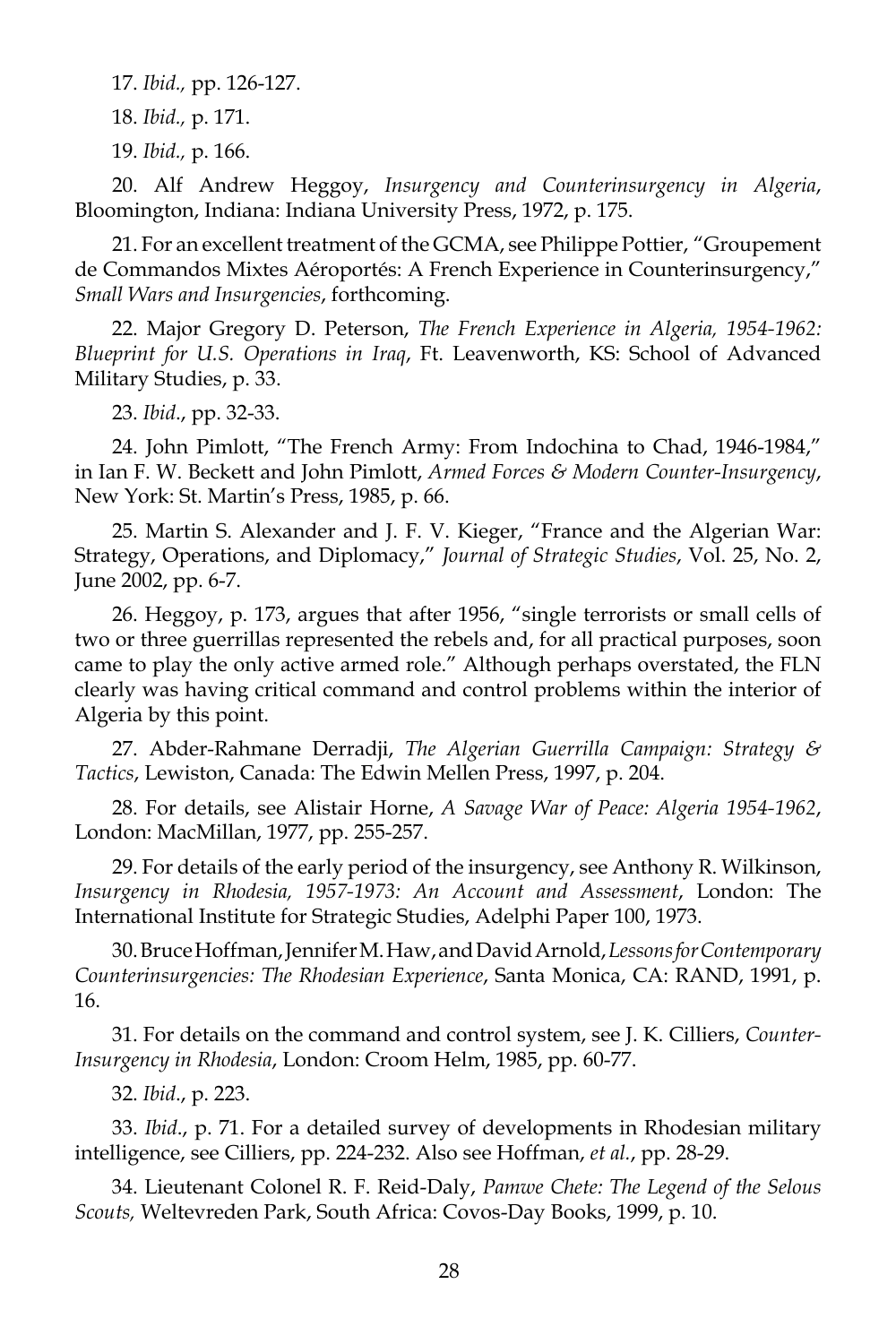17. *Ibid.,* pp. 126-127.

18. *Ibid.,* p. 171.

19. *Ibid.,* p. 166.

20. Alf Andrew Heggoy, *Insurgency and Counterinsurgency in Algeria*, Bloomington, Indiana: Indiana University Press, 1972, p. 175.

21. For an excellent treatment of the GCMA, see Philippe Pottier, "Groupement de Commandos Mixtes Aéroportés: A French Experience in Counterinsurgency," *Small Wars and Insurgencies*, forthcoming.

22. Major Gregory D. Peterson, *The French Experience in Algeria, 1954-1962: Blueprint for U.S. Operations in Iraq*, Ft. Leavenworth, KS: School of Advanced Military Studies, p. 33.

23. *Ibid*., pp. 32-33.

24. John Pimlott, "The French Army: From Indochina to Chad, 1946-1984," in Ian F. W. Beckett and John Pimlott, *Armed Forces & Modern Counter-Insurgency*, New York: St. Martin's Press, 1985, p. 66.

25. Martin S. Alexander and J. F. V. Kieger, "France and the Algerian War: Strategy, Operations, and Diplomacy," *Journal of Strategic Studies*, Vol. 25, No. 2, June 2002, pp. 6-7.

26. Heggoy, p. 173, argues that after 1956, "single terrorists or small cells of two or three guerrillas represented the rebels and, for all practical purposes, soon came to play the only active armed role." Although perhaps overstated, the FLN clearly was having critical command and control problems within the interior of Algeria by this point.

27. Abder-Rahmane Derradji, *The Algerian Guerrilla Campaign: Strategy & Tactics*, Lewiston, Canada: The Edwin Mellen Press, 1997, p. 204.

28. For details, see Alistair Horne, *A Savage War of Peace: Algeria 1954-1962*, London: MacMillan, 1977, pp. 255-257.

29. For details of the early period of the insurgency, see Anthony R. Wilkinson, *Insurgency in Rhodesia, 1957-1973: An Account and Assessment*, London: The International Institute for Strategic Studies, Adelphi Paper 100, 1973.

30. Bruce Hoffman, Jennifer M. Haw, and David Arnold, *Lessons for Contemporary Counterinsurgencies: The Rhodesian Experience*, Santa Monica, CA: RAND, 1991, p. 16.

31. For details on the command and control system, see J. K. Cilliers, *Counter-Insurgency in Rhodesia*, London: Croom Helm, 1985, pp. 60-77.

32. *Ibid*., p. 223.

33. *Ibid*., p. 71. For a detailed survey of developments in Rhodesian military intelligence, see Cilliers, pp. 224-232. Also see Hoffman, *et al.*, pp. 28-29.

34. Lieutenant Colonel R. F. Reid-Daly, *Pamwe Chete: The Legend of the Selous Scouts,* Weltevreden Park, South Africa: Covos-Day Books, 1999, p. 10.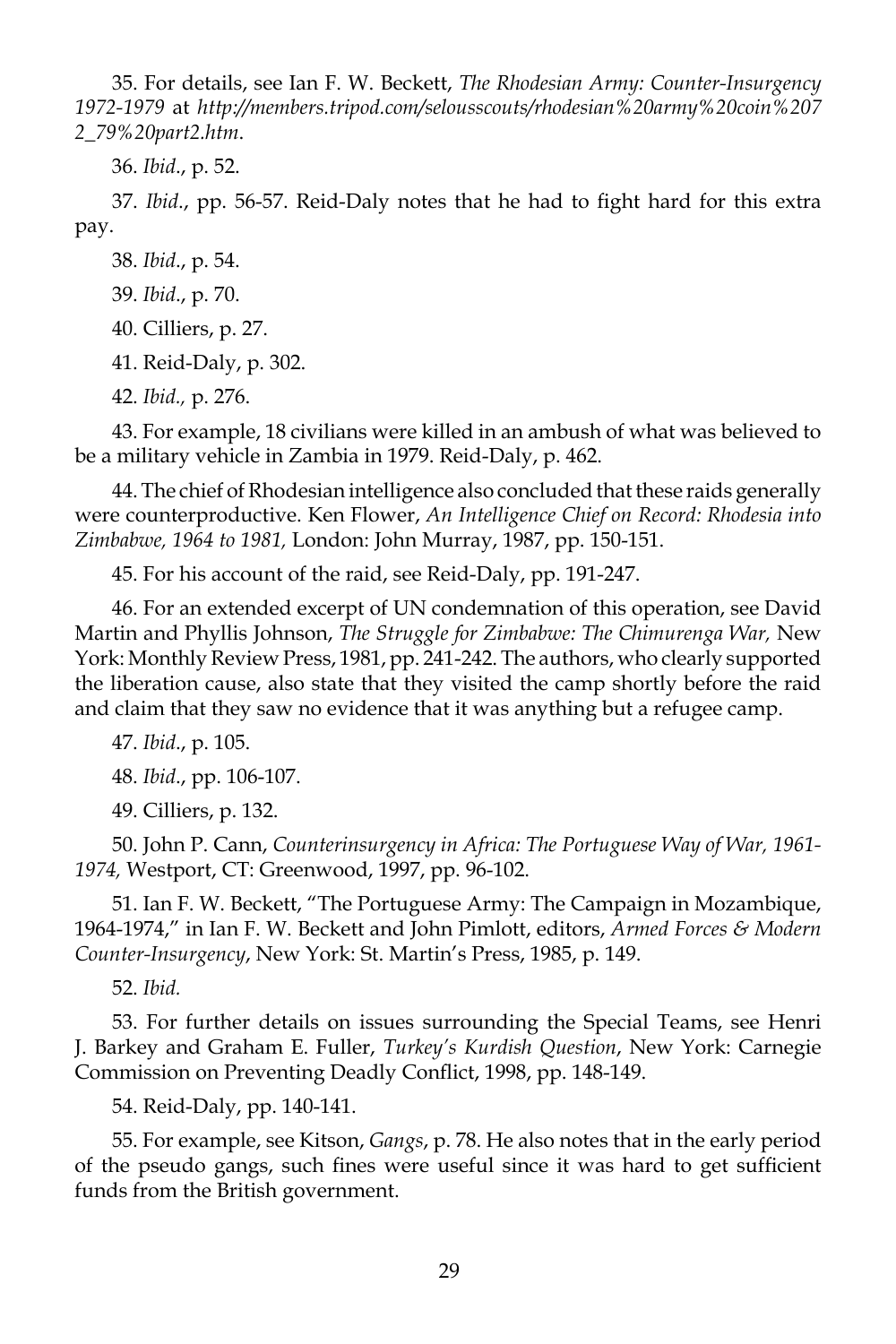35. For details, see Ian F. W. Beckett, *The Rhodesian Army: Counter-Insurgency 1972-1979* at *http://members.tripod.com/selousscouts/rhodesian%20army%20coin%2072_79%20part2.htm*.

36. *Ibid*., p. 52.

37. *Ibid*., pp. 56-57. Reid-Daly notes that he had to fight hard for this extra pay.

38. *Ibid*., p. 54.

39. *Ibid*., p. 70.

40. Cilliers, p. 27.

41. Reid-Daly, p. 302.

42. *Ibid.,* p. 276.

43. For example, 18 civilians were killed in an ambush of what was believed to be a military vehicle in Zambia in 1979. Reid-Daly, p. 462.

44. The chief of Rhodesian intelligence also concluded that these raids generally were counterproductive. Ken Flower, *An Intelligence Chief on Record: Rhodesia into Zimbabwe, 1964 to 1981,* London: John Murray, 1987, pp. 150-151.

45. For his account of the raid, see Reid-Daly, pp. 191-247.

46. For an extended excerpt of UN condemnation of this operation, see David Martin and Phyllis Johnson, *The Struggle for Zimbabwe: The Chimurenga War,* New York: Monthly Review Press, 1981, pp. 241-242. The authors, who clearly supported the liberation cause, also state that they visited the camp shortly before the raid and claim that they saw no evidence that it was anything but a refugee camp.

47. *Ibid*., p. 105.

48. *Ibid*., pp. 106-107.

49. Cilliers, p. 132.

50. John P. Cann, *Counterinsurgency in Africa: The Portuguese Way of War, 1961-1974,* Westport, CT: Greenwood, 1997, pp. 96-102.

51. Ian F. W. Beckett, "The Portuguese Army: The Campaign in Mozambique, 1964-1974," in Ian F. W. Beckett and John Pimlott, editors, *Armed Forces & Modern Counter-Insurgency*, New York: St. Martin's Press, 1985, p. 149.

52. *Ibid.*

53. For further details on issues surrounding the Special Teams, see Henri J. Barkey and Graham E. Fuller, *Turkey's Kurdish Question*, New York: Carnegie Commission on Preventing Deadly Conflict, 1998, pp. 148-149.

54. Reid-Daly, pp. 140-141.

55. For example, see Kitson, *Gangs*, p. 78. He also notes that in the early period of the pseudo gangs, such fines were useful since it was hard to get sufficient funds from the British government.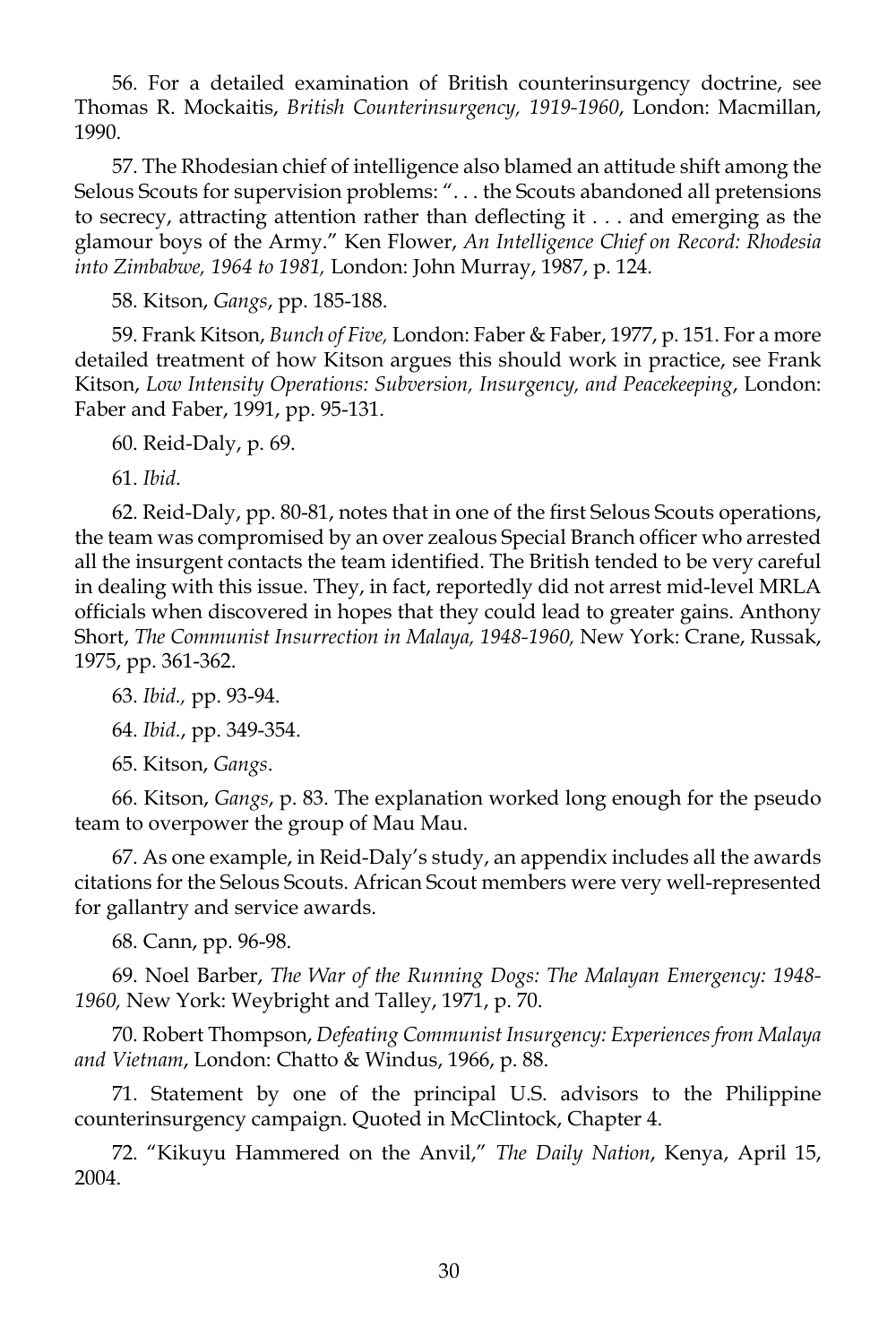56. For a detailed examination of British counterinsurgency doctrine, see Thomas R. Mockaitis, *British Counterinsurgency, 1919-1960*, London: Macmillan, 1990.

57. The Rhodesian chief of intelligence also blamed an attitude shift among the Selous Scouts for supervision problems: ". . . the Scouts abandoned all pretensions to secrecy, attracting attention rather than deflecting it . . . and emerging as the glamour boys of the Army." Ken Flower, *An Intelligence Chief on Record: Rhodesia into Zimbabwe, 1964 to 1981,* London: John Murray, 1987, p. 124.

58. Kitson, *Gangs*, pp. 185-188.

59. Frank Kitson, *Bunch of Five,* London: Faber & Faber, 1977, p. 151. For a more detailed treatment of how Kitson argues this should work in practice, see Frank Kitson, *Low Intensity Operations: Subversion, Insurgency, and Peacekeeping*, London: Faber and Faber, 1991, pp. 95-131.

60. Reid-Daly, p. 69.

61. *Ibid*.

62. Reid-Daly, pp. 80-81, notes that in one of the first Selous Scouts operations, the team was compromised by an over zealous Special Branch officer who arrested all the insurgent contacts the team identified. The British tended to be very careful in dealing with this issue. They, in fact, reportedly did not arrest mid-level MRLA officials when discovered in hopes that they could lead to greater gains. Anthony Short, *The Communist Insurrection in Malaya, 1948-1960,* New York: Crane, Russak, 1975, pp. 361-362.

63. *Ibid.,* pp. 93-94.

64. *Ibid.*, pp. 349-354.

65. Kitson, *Gangs*.

66. Kitson, *Gangs*, p. 83. The explanation worked long enough for the pseudo team to overpower the group of Mau Mau.

67. As one example, in Reid-Daly's study, an appendix includes all the awards citations for the Selous Scouts. African Scout members were very well-represented for gallantry and service awards.

68. Cann, pp. 96-98.

69. Noel Barber, *The War of the Running Dogs: The Malayan Emergency: 1948-1960,* New York: Weybright and Talley, 1971, p. 70.

70. Robert Thompson, *Defeating Communist Insurgency: Experiences from Malaya and Vietnam*, London: Chatto & Windus, 1966, p. 88.

71. Statement by one of the principal U.S. advisors to the Philippine counterinsurgency campaign. Quoted in McClintock, Chapter 4.

72. "Kikuyu Hammered on the Anvil," *The Daily Nation*, Kenya, April 15, 2004.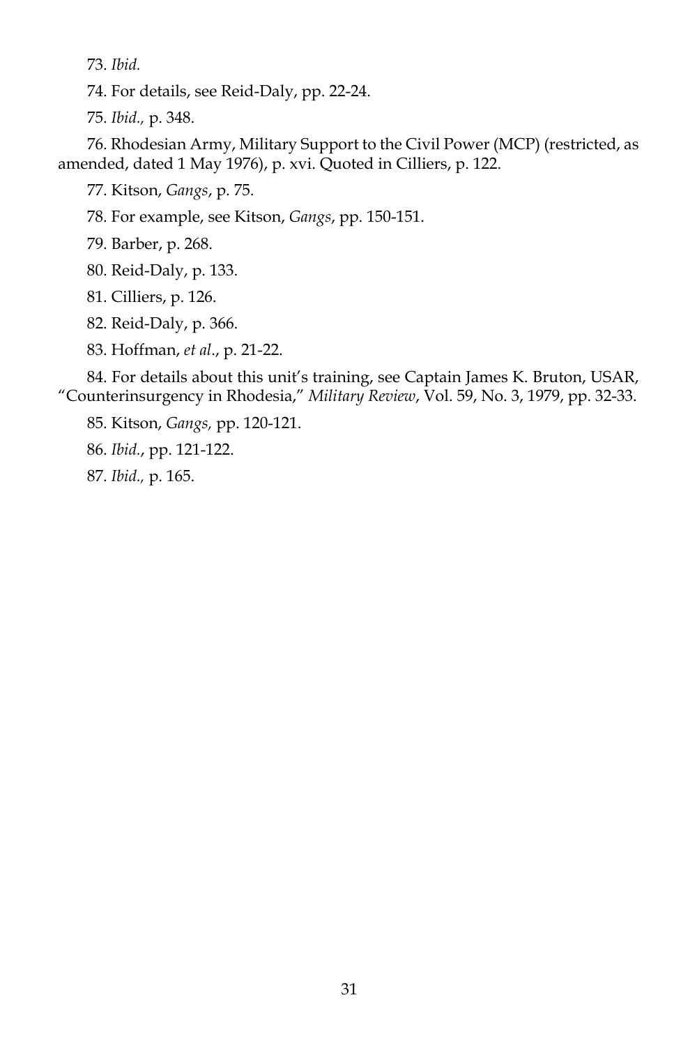73. *Ibid.*

74. For details, see Reid-Daly, pp. 22-24.

75. *Ibid.,* p. 348.

76. Rhodesian Army, Military Support to the Civil Power (MCP) (restricted, as amended, dated 1 May 1976), p. xvi. Quoted in Cilliers, p. 122.

77. Kitson, *Gangs*, p. 75.

78. For example, see Kitson, *Gangs*, pp. 150-151.

79. Barber, p. 268.

80. Reid-Daly, p. 133.

81. Cilliers, p. 126.

82. Reid-Daly, p. 366.

83. Hoffman, *et al*., p. 21-22.

84. For details about this unit's training, see Captain James K. Bruton, USAR, "Counterinsurgency in Rhodesia," *Military Review*, Vol. 59, No. 3, 1979, pp. 32-33.

85. Kitson, *Gangs,* pp. 120-121.

86. *Ibid*., pp. 121-122.

87. *Ibid.,* p. 165.